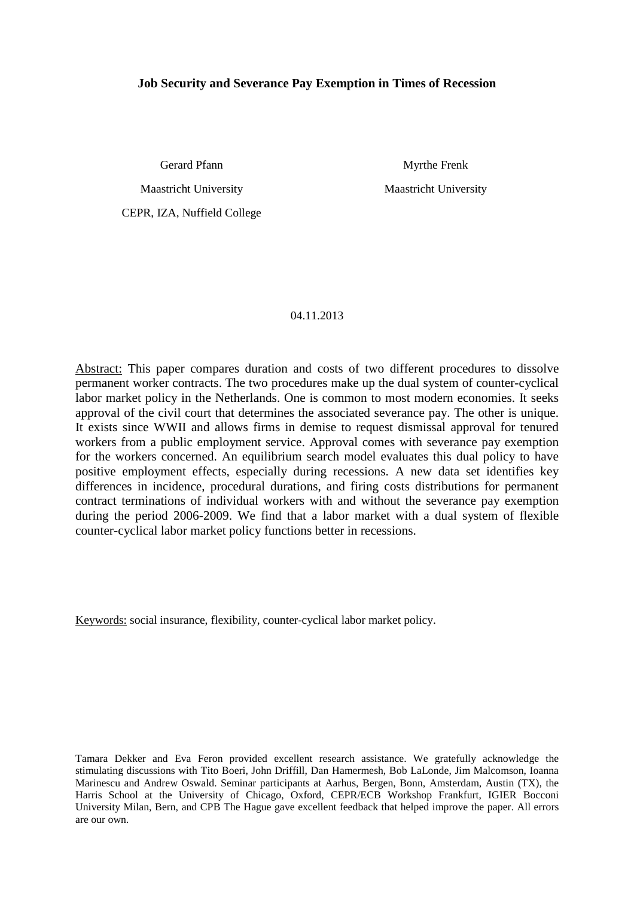# Job Security and Severance Pay Exemption in Times of Recession

Gerard Pfann
Maastricht University
CEPR, IZA, Nuffield College

Myrthe Frenk
Maastricht University

04.11.2013

Abstract: This paper compares duration and costs of two different procedures to dissolve permanent worker contracts. The two procedures make up the dual system of counter-cyclical labor market policy in the Netherlands. One is common to most modern economies. It seeks approval of the civil court that determines the associated severance pay. The other is unique. It exists since WWII and allows firms in demise to request dismissal approval for tenured workers from a public employment service. Approval comes with severance pay exemption for the workers concerned. An equilibrium search model evaluates this dual policy to have positive employment effects, especially during recessions. A new data set identifies key differences in incidence, procedural durations, and firing costs distributions for permanent contract terminations of individual workers with and without the severance pay exemption during the period 2006-2009. We find that a labor market with a dual system of flexible counter-cyclical labor market policy functions better in recessions.

Keywords: social insurance, flexibility, counter-cyclical labor market policy.

Tamara Dekker and Eva Feron provided excellent research assistance. We gratefully acknowledge the stimulating discussions with Tito Boeri, John Driffill, Dan Hamermesh, Bob LaLonde, Jim Malcomson, Ioanna Marinescu and Andrew Oswald. Seminar participants at Aarhus, Bergen, Bonn, Amsterdam, Austin (TX), the Harris School at the University of Chicago, Oxford, CEPR/ECB Workshop Frankfurt, IGIER Bocconi University Milan, Bern, and CPB The Hague gave excellent feedback that helped improve the paper. All errors are our own.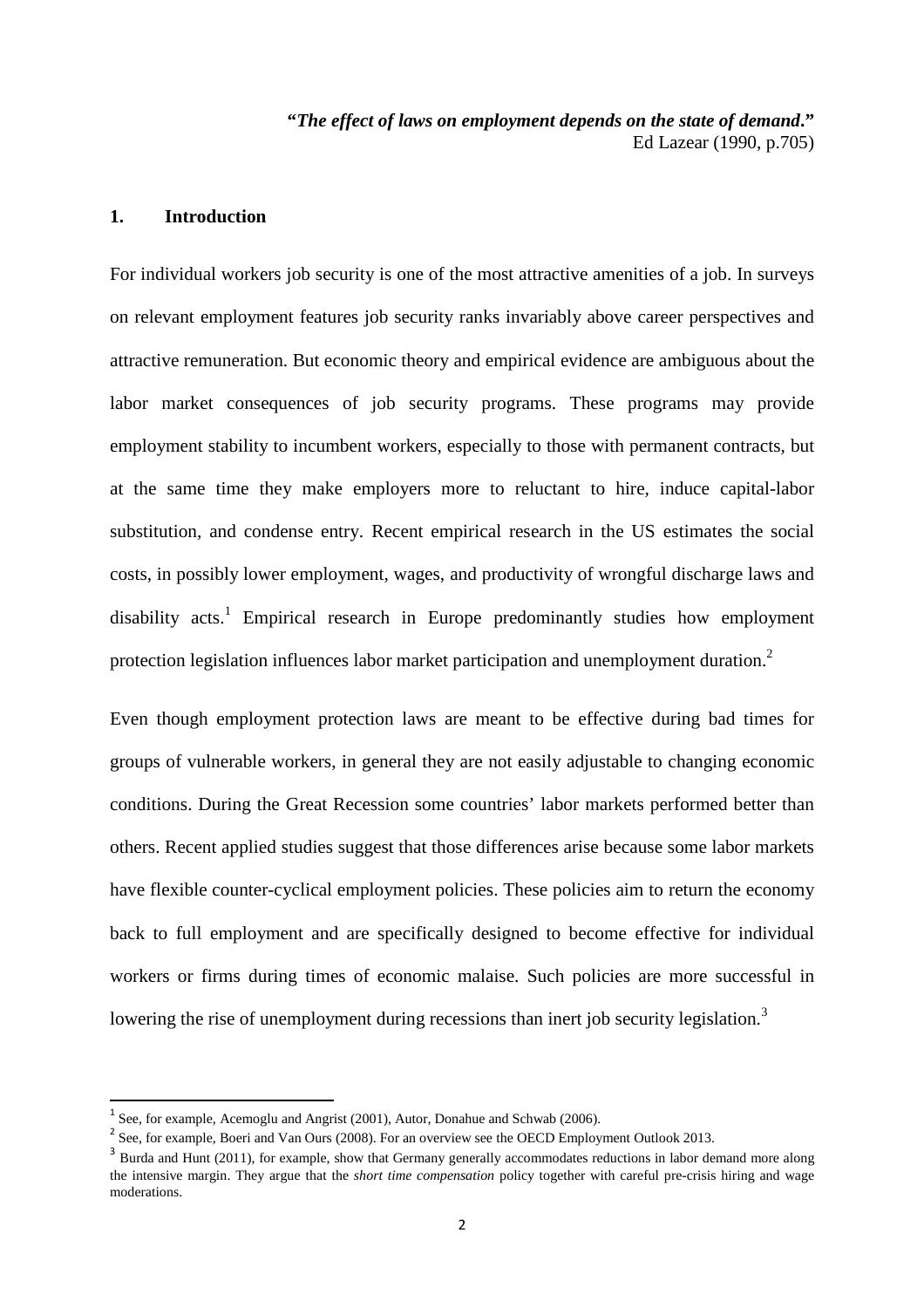***"The effect of laws on employment depends on the state of demand."***
Ed Lazear (1990, p.705)

## 1. Introduction

For individual workers job security is one of the most attractive amenities of a job. In surveys on relevant employment features job security ranks invariably above career perspectives and attractive remuneration. But economic theory and empirical evidence are ambiguous about the labor market consequences of job security programs. These programs may provide employment stability to incumbent workers, especially to those with permanent contracts, but at the same time they make employers more to reluctant to hire, induce capital-labor substitution, and condense entry. Recent empirical research in the US estimates the social costs, in possibly lower employment, wages, and productivity of wrongful discharge laws and disability acts.[1] Empirical research in Europe predominantly studies how employment protection legislation influences labor market participation and unemployment duration.[2]

Even though employment protection laws are meant to be effective during bad times for groups of vulnerable workers, in general they are not easily adjustable to changing economic conditions. During the Great Recession some countries' labor markets performed better than others. Recent applied studies suggest that those differences arise because some labor markets have flexible counter-cyclical employment policies. These policies aim to return the economy back to full employment and are specifically designed to become effective for individual workers or firms during times of economic malaise. Such policies are more successful in lowering the rise of unemployment during recessions than inert job security legislation.[3]

---

[1] See, for example, Acemoglu and Angrist (2001), Autor, Donahue and Schwab (2006).

[2] See, for example, Boeri and Van Ours (2008). For an overview see the OECD Employment Outlook 2013.

[3] Burda and Hunt (2011), for example, show that Germany generally accommodates reductions in labor demand more along the intensive margin. They argue that the *short time compensation* policy together with careful pre-crisis hiring and wage moderations.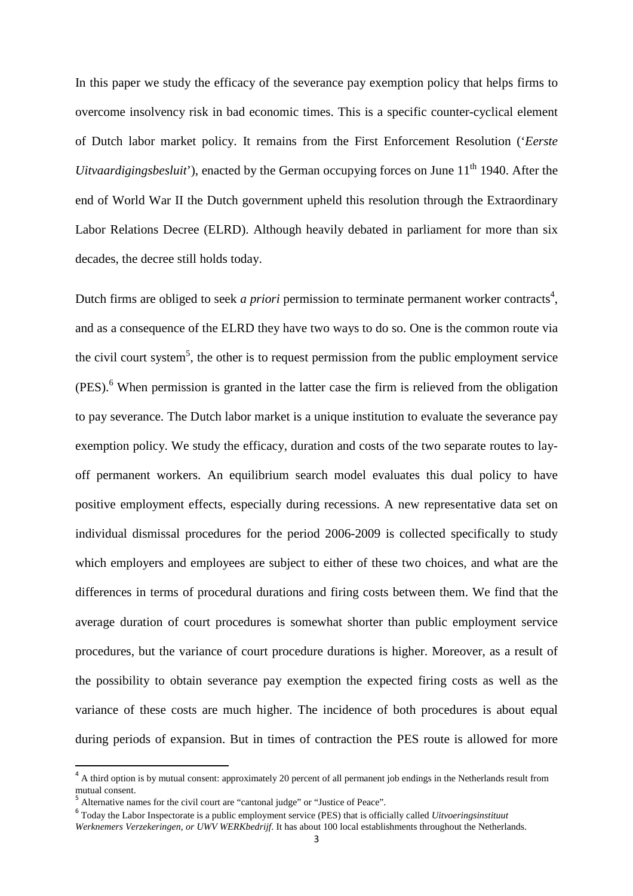In this paper we study the efficacy of the severance pay exemption policy that helps firms to overcome insolvency risk in bad economic times. This is a specific counter-cyclical element of Dutch labor market policy. It remains from the First Enforcement Resolution (‘*Eerste Uitvaardigingsbesluit*’), enacted by the German occupying forces on June 11th 1940. After the end of World War II the Dutch government upheld this resolution through the Extraordinary Labor Relations Decree (ELRD). Although heavily debated in parliament for more than six decades, the decree still holds today.

Dutch firms are obliged to seek *a priori* permission to terminate permanent worker contracts[4], and as a consequence of the ELRD they have two ways to do so. One is the common route via the civil court system[5], the other is to request permission from the public employment service (PES).[6] When permission is granted in the latter case the firm is relieved from the obligation to pay severance. The Dutch labor market is a unique institution to evaluate the severance pay exemption policy. We study the efficacy, duration and costs of the two separate routes to lay-off permanent workers. An equilibrium search model evaluates this dual policy to have positive employment effects, especially during recessions. A new representative data set on individual dismissal procedures for the period 2006-2009 is collected specifically to study which employers and employees are subject to either of these two choices, and what are the differences in terms of procedural durations and firing costs between them. We find that the average duration of court procedures is somewhat shorter than public employment service procedures, but the variance of court procedure durations is higher. Moreover, as a result of the possibility to obtain severance pay exemption the expected firing costs as well as the variance of these costs are much higher. The incidence of both procedures is about equal during periods of expansion. But in times of contraction the PES route is allowed for more

[4] A third option is by mutual consent: approximately 20 percent of all permanent job endings in the Netherlands result from mutual consent.

[5] Alternative names for the civil court are “cantonal judge” or “Justice of Peace”.

[6] Today the Labor Inspectorate is a public employment service (PES) that is officially called *Uitvoeringsinstituut Werknemers Verzekeringen, or UWV WERKbedrijf*. It has about 100 local establishments throughout the Netherlands.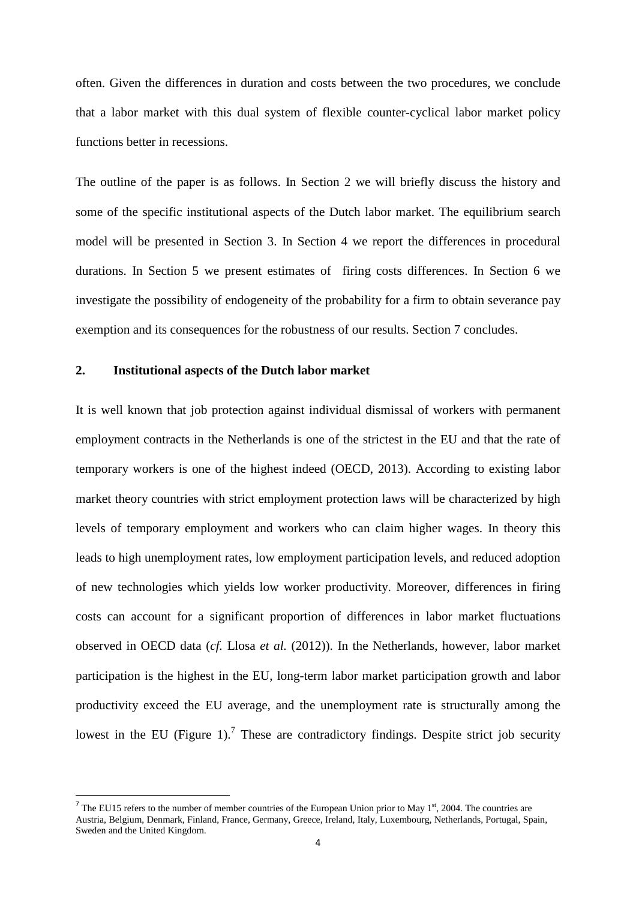often. Given the differences in duration and costs between the two procedures, we conclude that a labor market with this dual system of flexible counter-cyclical labor market policy functions better in recessions.

The outline of the paper is as follows. In Section 2 we will briefly discuss the history and some of the specific institutional aspects of the Dutch labor market. The equilibrium search model will be presented in Section 3. In Section 4 we report the differences in procedural durations. In Section 5 we present estimates of firing costs differences. In Section 6 we investigate the possibility of endogeneity of the probability for a firm to obtain severance pay exemption and its consequences for the robustness of our results. Section 7 concludes.

## 2. Institutional aspects of the Dutch labor market

It is well known that job protection against individual dismissal of workers with permanent employment contracts in the Netherlands is one of the strictest in the EU and that the rate of temporary workers is one of the highest indeed (OECD, 2013). According to existing labor market theory countries with strict employment protection laws will be characterized by high levels of temporary employment and workers who can claim higher wages. In theory this leads to high unemployment rates, low employment participation levels, and reduced adoption of new technologies which yields low worker productivity. Moreover, differences in firing costs can account for a significant proportion of differences in labor market fluctuations observed in OECD data (*cf.* Llosa *et al.* (2012)). In the Netherlands, however, labor market participation is the highest in the EU, long-term labor market participation growth and labor productivity exceed the EU average, and the unemployment rate is structurally among the lowest in the EU (Figure 1).[7] These are contradictory findings. Despite strict job security

[7] The EU15 refers to the number of member countries of the European Union prior to May 1st, 2004. The countries are Austria, Belgium, Denmark, Finland, France, Germany, Greece, Ireland, Italy, Luxembourg, Netherlands, Portugal, Spain, Sweden and the United Kingdom.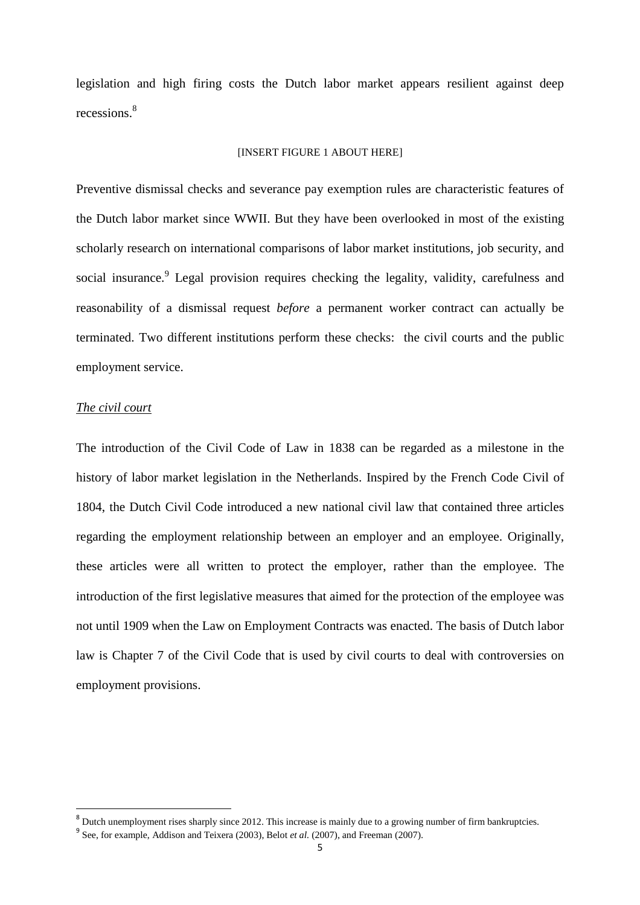legislation and high firing costs the Dutch labor market appears resilient against deep recessions.[8]

[INSERT FIGURE 1 ABOUT HERE]

Preventive dismissal checks and severance pay exemption rules are characteristic features of the Dutch labor market since WWII. But they have been overlooked in most of the existing scholarly research on international comparisons of labor market institutions, job security, and social insurance.[9] Legal provision requires checking the legality, validity, carefulness and reasonability of a dismissal request *before* a permanent worker contract can actually be terminated. Two different institutions perform these checks: the civil courts and the public employment service.

*The civil court*

The introduction of the Civil Code of Law in 1838 can be regarded as a milestone in the history of labor market legislation in the Netherlands. Inspired by the French Code Civil of 1804, the Dutch Civil Code introduced a new national civil law that contained three articles regarding the employment relationship between an employer and an employee. Originally, these articles were all written to protect the employer, rather than the employee. The introduction of the first legislative measures that aimed for the protection of the employee was not until 1909 when the Law on Employment Contracts was enacted. The basis of Dutch labor law is Chapter 7 of the Civil Code that is used by civil courts to deal with controversies on employment provisions.

---

[8] Dutch unemployment rises sharply since 2012. This increase is mainly due to a growing number of firm bankruptcies.

[9] See, for example, Addison and Teixera (2003), Belot *et al.* (2007), and Freeman (2007).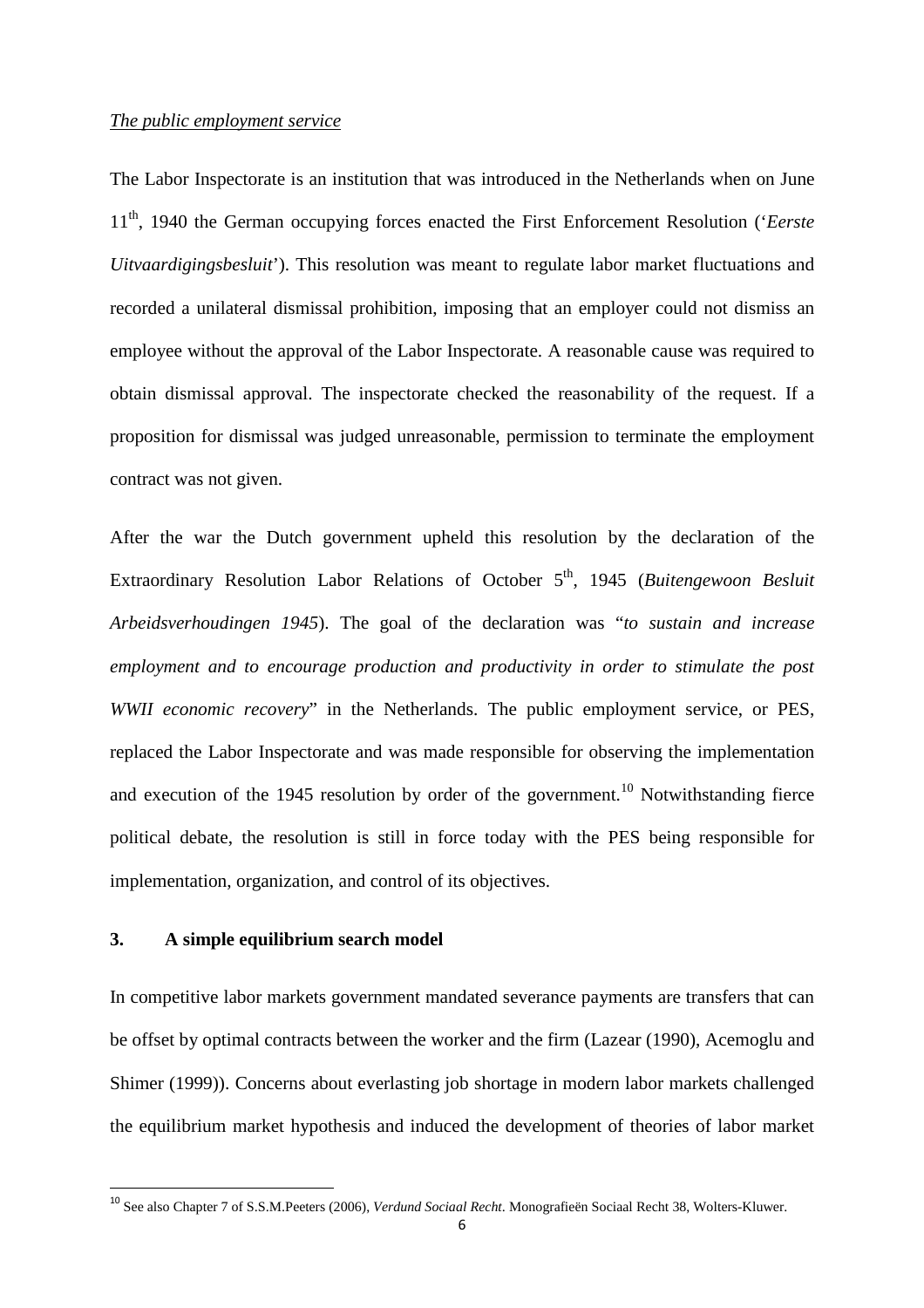*The public employment service*

The Labor Inspectorate is an institution that was introduced in the Netherlands when on June 11th, 1940 the German occupying forces enacted the First Enforcement Resolution ('*Eerste Uitvaardigingsbesluit*'). This resolution was meant to regulate labor market fluctuations and recorded a unilateral dismissal prohibition, imposing that an employer could not dismiss an employee without the approval of the Labor Inspectorate. A reasonable cause was required to obtain dismissal approval. The inspectorate checked the reasonability of the request. If a proposition for dismissal was judged unreasonable, permission to terminate the employment contract was not given.

After the war the Dutch government upheld this resolution by the declaration of the Extraordinary Resolution Labor Relations of October 5th, 1945 (*Buitengewoon Besluit Arbeidsverhoudingen 1945*). The goal of the declaration was "*to sustain and increase employment and to encourage production and productivity in order to stimulate the post WWII economic recovery*" in the Netherlands. The public employment service, or PES, replaced the Labor Inspectorate and was made responsible for observing the implementation and execution of the 1945 resolution by order of the government.[10] Notwithstanding fierce political debate, the resolution is still in force today with the PES being responsible for implementation, organization, and control of its objectives.

## 3. A simple equilibrium search model

In competitive labor markets government mandated severance payments are transfers that can be offset by optimal contracts between the worker and the firm (Lazear (1990), Acemoglu and Shimer (1999)). Concerns about everlasting job shortage in modern labor markets challenged the equilibrium market hypothesis and induced the development of theories of labor market

[10] See also Chapter 7 of S.S.M.Peeters (2006), *Verdund Sociaal Recht*. Monografieën Sociaal Recht 38, Wolters-Kluwer.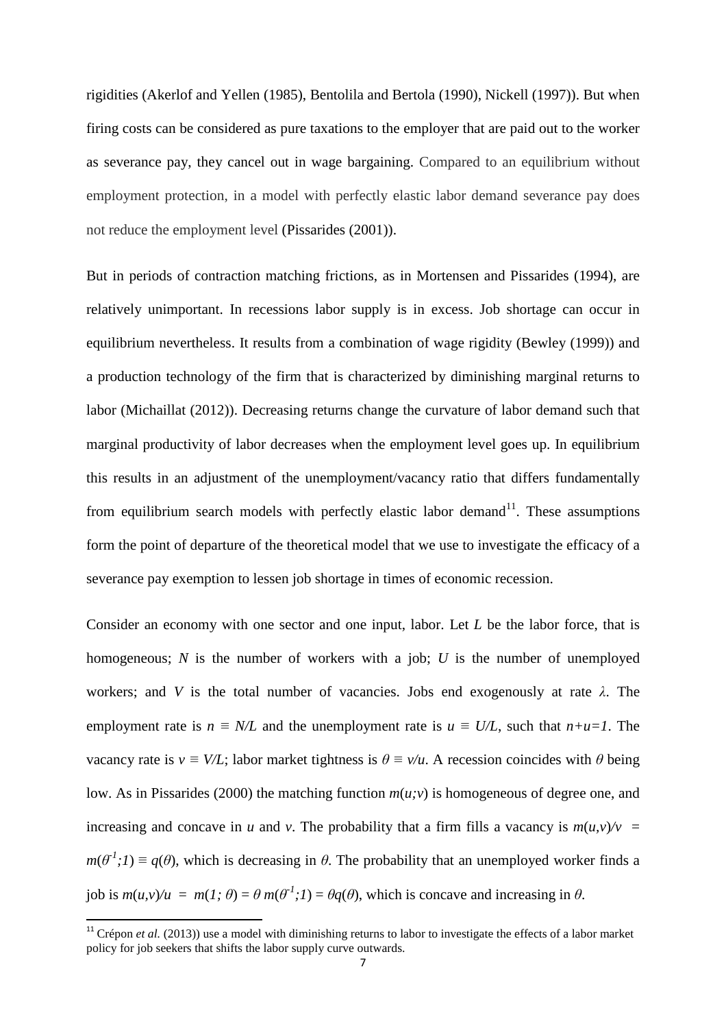rigidities (Akerlof and Yellen (1985), Bentolila and Bertola (1990), Nickell (1997)). But when firing costs can be considered as pure taxations to the employer that are paid out to the worker as severance pay, they cancel out in wage bargaining. Compared to an equilibrium without employment protection, in a model with perfectly elastic labor demand severance pay does not reduce the employment level (Pissarides (2001)).

But in periods of contraction matching frictions, as in Mortensen and Pissarides (1994), are relatively unimportant. In recessions labor supply is in excess. Job shortage can occur in equilibrium nevertheless. It results from a combination of wage rigidity (Bewley (1999)) and a production technology of the firm that is characterized by diminishing marginal returns to labor (Michaillat (2012)). Decreasing returns change the curvature of labor demand such that marginal productivity of labor decreases when the employment level goes up. In equilibrium this results in an adjustment of the unemployment/vacancy ratio that differs fundamentally from equilibrium search models with perfectly elastic labor demand[11]. These assumptions form the point of departure of the theoretical model that we use to investigate the efficacy of a severance pay exemption to lessen job shortage in times of economic recession.

Consider an economy with one sector and one input, labor. Let $L$ be the labor force, that is homogeneous; $N$ is the number of workers with a job; $U$ is the number of unemployed workers; and $V$ is the total number of vacancies. Jobs end exogenously at rate $\lambda$. The employment rate is $n \equiv N/L$ and the unemployment rate is $u \equiv U/L$, such that $n+u=1$. The vacancy rate is $v \equiv V/L$; labor market tightness is $\theta \equiv v/u$. A recession coincides with $\theta$ being low. As in Pissarides (2000) the matching function $m(u;v)$ is homogeneous of degree one, and increasing and concave in $u$ and $v$. The probability that a firm fills a vacancy is $m(u,v)/v = m(\theta^{-1};1) \equiv q(\theta)$, which is decreasing in $\theta$. The probability that an unemployed worker finds a job is $m(u,v)/u = m(1;\theta) = \theta\, m(\theta^{-1};1) = \theta q(\theta)$, which is concave and increasing in $\theta$.

[11] Crépon *et al.* (2013)) use a model with diminishing returns to labor to investigate the effects of a labor market policy for job seekers that shifts the labor supply curve outwards.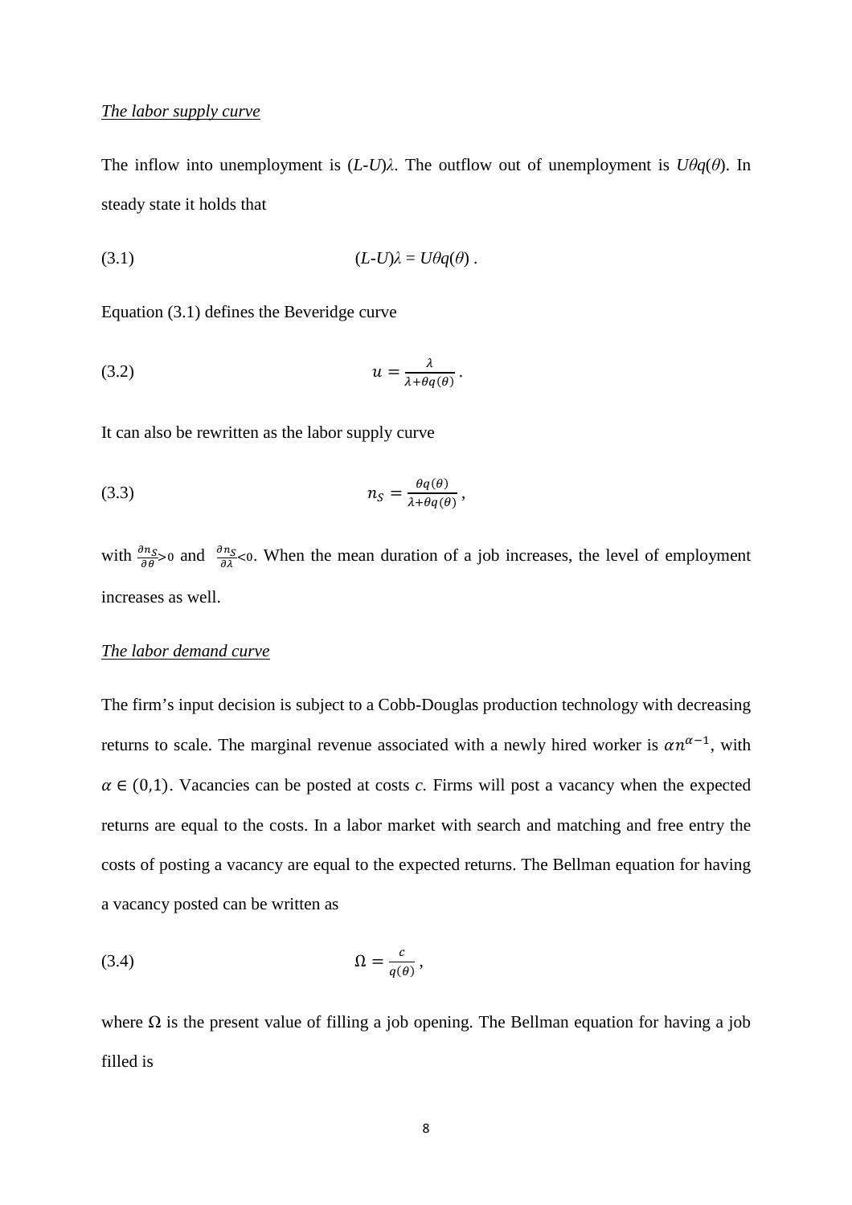*The labor supply curve*

The inflow into unemployment is $(L\text{-}U)\lambda$. The outflow out of unemployment is $U\theta q(\theta)$. In steady state it holds that

$$(L\text{-}U)\lambda = U\theta q(\theta)\ . \tag{3.1}$$

Equation (3.1) defines the Beveridge curve

$$u = \frac{\lambda}{\lambda + \theta q(\theta)}\ . \tag{3.2}$$

It can also be rewritten as the labor supply curve

$$n_S = \frac{\theta q(\theta)}{\lambda + \theta q(\theta)}\ , \tag{3.3}$$

with $\frac{\partial n_S}{\partial \theta} > 0$ and $\frac{\partial n_S}{\partial \lambda} < 0$. When the mean duration of a job increases, the level of employment increases as well.

*The labor demand curve*

The firm's input decision is subject to a Cobb-Douglas production technology with decreasing returns to scale. The marginal revenue associated with a newly hired worker is $\alpha n^{\alpha-1}$, with $\alpha \in (0,1)$. Vacancies can be posted at costs *c*. Firms will post a vacancy when the expected returns are equal to the costs. In a labor market with search and matching and free entry the costs of posting a vacancy are equal to the expected returns. The Bellman equation for having a vacancy posted can be written as

$$\Omega = \frac{c}{q(\theta)}\ , \tag{3.4}$$

where $\Omega$ is the present value of filling a job opening. The Bellman equation for having a job filled is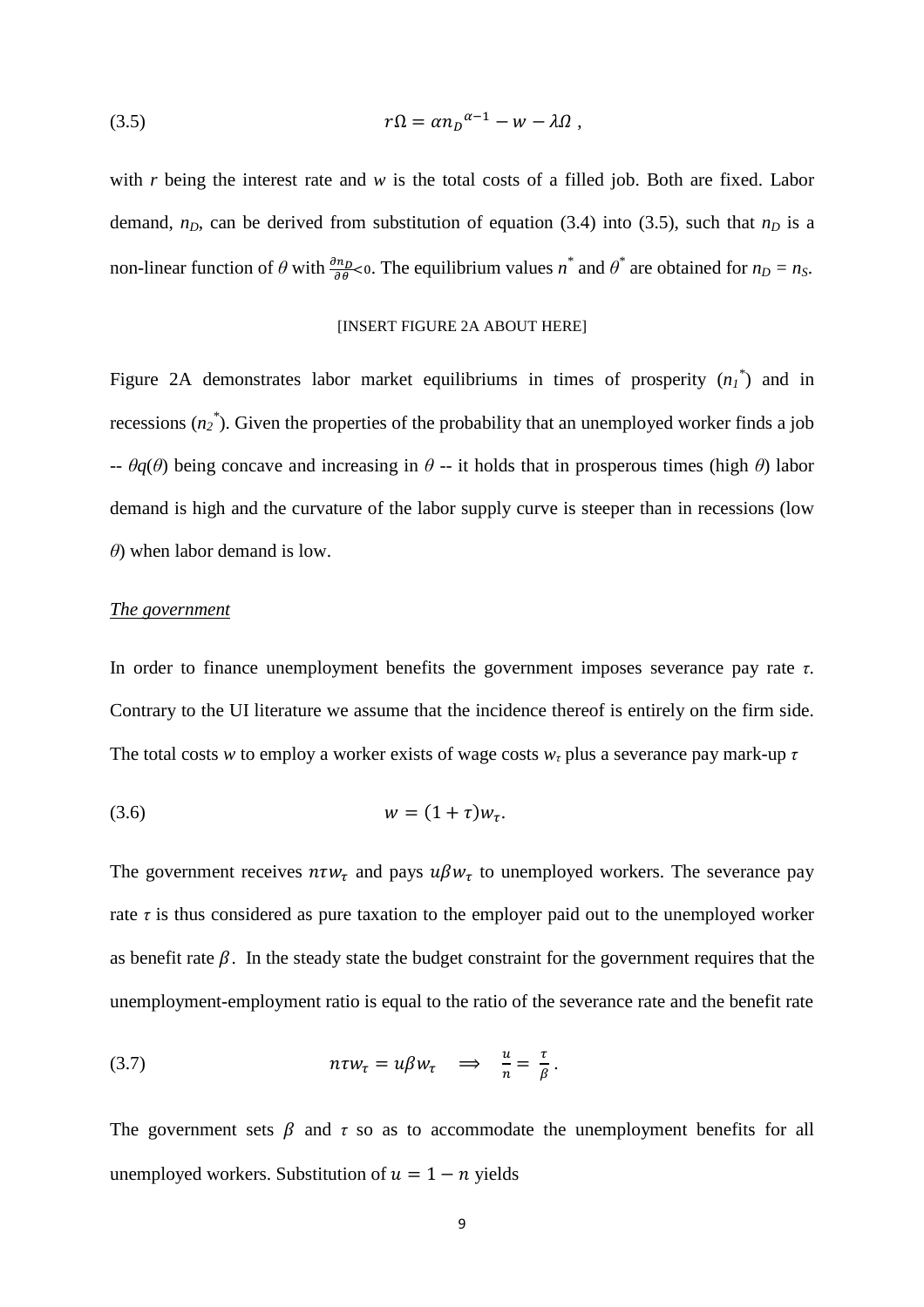$$(3.5) \qquad r\Omega = \alpha n_D{}^{\alpha-1} - w - \lambda\Omega \; ,$$

with $r$ being the interest rate and $w$ is the total costs of a filled job. Both are fixed. Labor demand, $n_D$, can be derived from substitution of equation (3.4) into (3.5), such that $n_D$ is a non-linear function of $\theta$ with $\frac{\partial n_D}{\partial \theta}<0$. The equilibrium values $n^*$ and $\theta^*$ are obtained for $n_D = n_S$.

[INSERT FIGURE 2A ABOUT HERE]

Figure 2A demonstrates labor market equilibriums in times of prosperity ($n_1^*$) and in recessions ($n_2^*$). Given the properties of the probability that an unemployed worker finds a job -- $\theta q(\theta)$ being concave and increasing in $\theta$ -- it holds that in prosperous times (high $\theta$) labor demand is high and the curvature of the labor supply curve is steeper than in recessions (low $\theta$) when labor demand is low.

*The government*

In order to finance unemployment benefits the government imposes severance pay rate $\tau$. Contrary to the UI literature we assume that the incidence thereof is entirely on the firm side. The total costs $w$ to employ a worker exists of wage costs $w_\tau$ plus a severance pay mark-up $\tau$

$$(3.6) \qquad w = (1+\tau)w_\tau .$$

The government receives $n\tau w_\tau$ and pays $u\beta w_\tau$ to unemployed workers. The severance pay rate $\tau$ is thus considered as pure taxation to the employer paid out to the unemployed worker as benefit rate $\beta$. In the steady state the budget constraint for the government requires that the unemployment-employment ratio is equal to the ratio of the severance rate and the benefit rate

$$(3.7) \qquad n\tau w_\tau = u\beta w_\tau \quad \Longrightarrow \quad \frac{u}{n} = \frac{\tau}{\beta} .$$

The government sets $\beta$ and $\tau$ so as to accommodate the unemployment benefits for all unemployed workers. Substitution of $u = 1 - n$ yields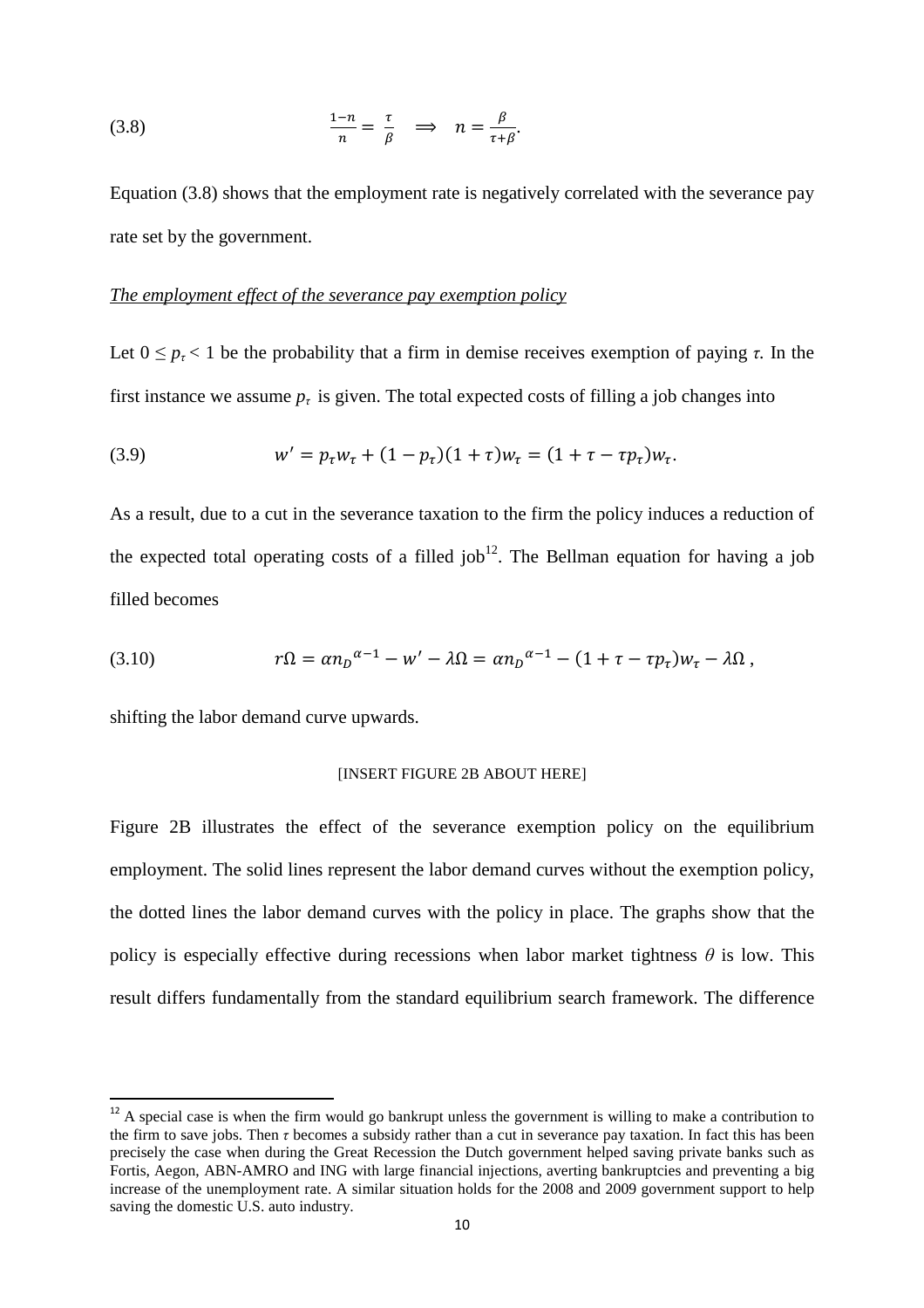$$(3.8) \qquad \frac{1-n}{n} = \frac{\tau}{\beta} \quad \Longrightarrow \quad n = \frac{\beta}{\tau+\beta}.$$

Equation (3.8) shows that the employment rate is negatively correlated with the severance pay rate set by the government.

*The employment effect of the severance pay exemption policy*

Let $0 \leq p_\tau < 1$ be the probability that a firm in demise receives exemption of paying $\tau$. In the first instance we assume $p_\tau$ is given. The total expected costs of filling a job changes into

$$(3.9) \qquad w' = p_\tau w_\tau + (1 - p_\tau)(1 + \tau)w_\tau = (1 + \tau - \tau p_\tau)w_\tau.$$

As a result, due to a cut in the severance taxation to the firm the policy induces a reduction of the expected total operating costs of a filled job[12]. The Bellman equation for having a job filled becomes

$$(3.10) \qquad r\Omega = \alpha {n_D}^{\alpha-1} - w' - \lambda\Omega = \alpha {n_D}^{\alpha-1} - (1 + \tau - \tau p_\tau)w_\tau - \lambda\Omega\,,$$

shifting the labor demand curve upwards.

[INSERT FIGURE 2B ABOUT HERE]

Figure 2B illustrates the effect of the severance exemption policy on the equilibrium employment. The solid lines represent the labor demand curves without the exemption policy, the dotted lines the labor demand curves with the policy in place. The graphs show that the policy is especially effective during recessions when labor market tightness $\theta$ is low. This result differs fundamentally from the standard equilibrium search framework. The difference

[12] A special case is when the firm would go bankrupt unless the government is willing to make a contribution to the firm to save jobs. Then $\tau$ becomes a subsidy rather than a cut in severance pay taxation. In fact this has been precisely the case when during the Great Recession the Dutch government helped saving private banks such as Fortis, Aegon, ABN-AMRO and ING with large financial injections, averting bankruptcies and preventing a big increase of the unemployment rate. A similar situation holds for the 2008 and 2009 government support to help saving the domestic U.S. auto industry.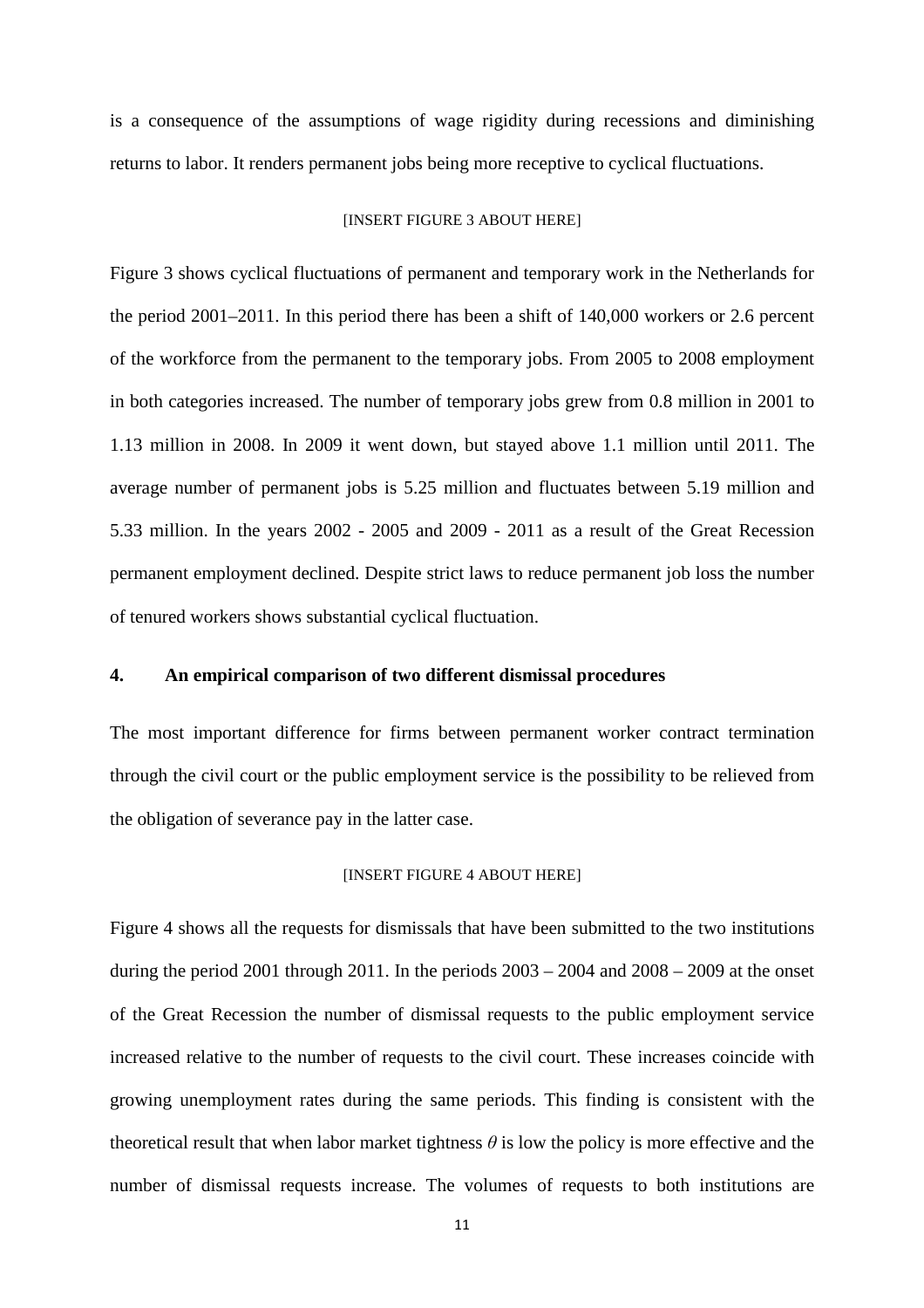is a consequence of the assumptions of wage rigidity during recessions and diminishing returns to labor. It renders permanent jobs being more receptive to cyclical fluctuations.

[INSERT FIGURE 3 ABOUT HERE]

Figure 3 shows cyclical fluctuations of permanent and temporary work in the Netherlands for the period 2001–2011. In this period there has been a shift of 140,000 workers or 2.6 percent of the workforce from the permanent to the temporary jobs. From 2005 to 2008 employment in both categories increased. The number of temporary jobs grew from 0.8 million in 2001 to 1.13 million in 2008. In 2009 it went down, but stayed above 1.1 million until 2011. The average number of permanent jobs is 5.25 million and fluctuates between 5.19 million and 5.33 million. In the years 2002 - 2005 and 2009 - 2011 as a result of the Great Recession permanent employment declined. Despite strict laws to reduce permanent job loss the number of tenured workers shows substantial cyclical fluctuation.

## 4. An empirical comparison of two different dismissal procedures

The most important difference for firms between permanent worker contract termination through the civil court or the public employment service is the possibility to be relieved from the obligation of severance pay in the latter case.

[INSERT FIGURE 4 ABOUT HERE]

Figure 4 shows all the requests for dismissals that have been submitted to the two institutions during the period 2001 through 2011. In the periods 2003 – 2004 and 2008 – 2009 at the onset of the Great Recession the number of dismissal requests to the public employment service increased relative to the number of requests to the civil court. These increases coincide with growing unemployment rates during the same periods. This finding is consistent with the theoretical result that when labor market tightness $\theta$ is low the policy is more effective and the number of dismissal requests increase. The volumes of requests to both institutions are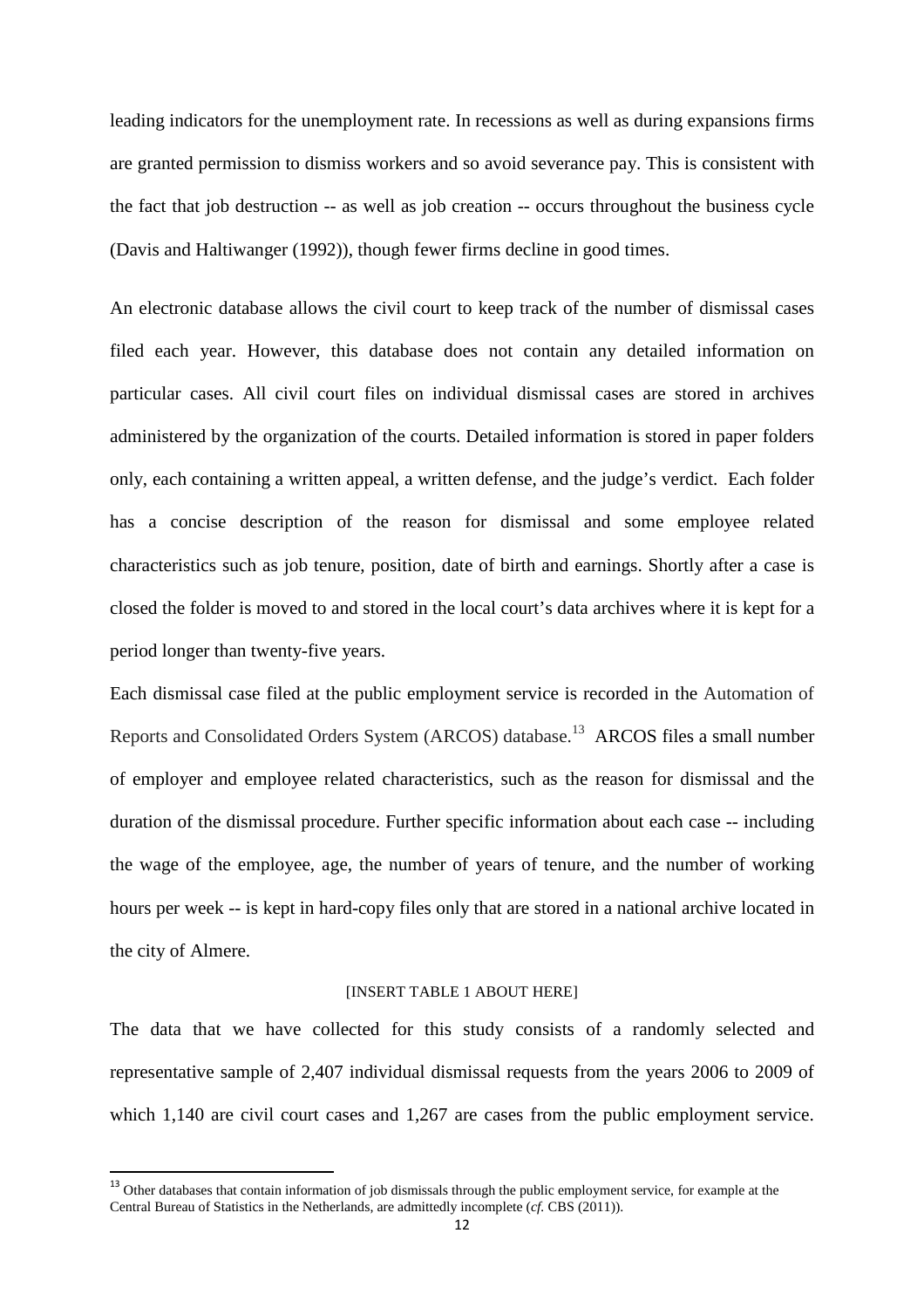leading indicators for the unemployment rate. In recessions as well as during expansions firms are granted permission to dismiss workers and so avoid severance pay. This is consistent with the fact that job destruction -- as well as job creation -- occurs throughout the business cycle (Davis and Haltiwanger (1992)), though fewer firms decline in good times.

An electronic database allows the civil court to keep track of the number of dismissal cases filed each year. However, this database does not contain any detailed information on particular cases. All civil court files on individual dismissal cases are stored in archives administered by the organization of the courts. Detailed information is stored in paper folders only, each containing a written appeal, a written defense, and the judge's verdict. Each folder has a concise description of the reason for dismissal and some employee related characteristics such as job tenure, position, date of birth and earnings. Shortly after a case is closed the folder is moved to and stored in the local court's data archives where it is kept for a period longer than twenty-five years.

Each dismissal case filed at the public employment service is recorded in the Automation of Reports and Consolidated Orders System (ARCOS) database.[13] ARCOS files a small number of employer and employee related characteristics, such as the reason for dismissal and the duration of the dismissal procedure. Further specific information about each case -- including the wage of the employee, age, the number of years of tenure, and the number of working hours per week -- is kept in hard-copy files only that are stored in a national archive located in the city of Almere.

[INSERT TABLE 1 ABOUT HERE]

The data that we have collected for this study consists of a randomly selected and representative sample of 2,407 individual dismissal requests from the years 2006 to 2009 of which 1,140 are civil court cases and 1,267 are cases from the public employment service.

[13] Other databases that contain information of job dismissals through the public employment service, for example at the Central Bureau of Statistics in the Netherlands, are admittedly incomplete (*cf.* CBS (2011)).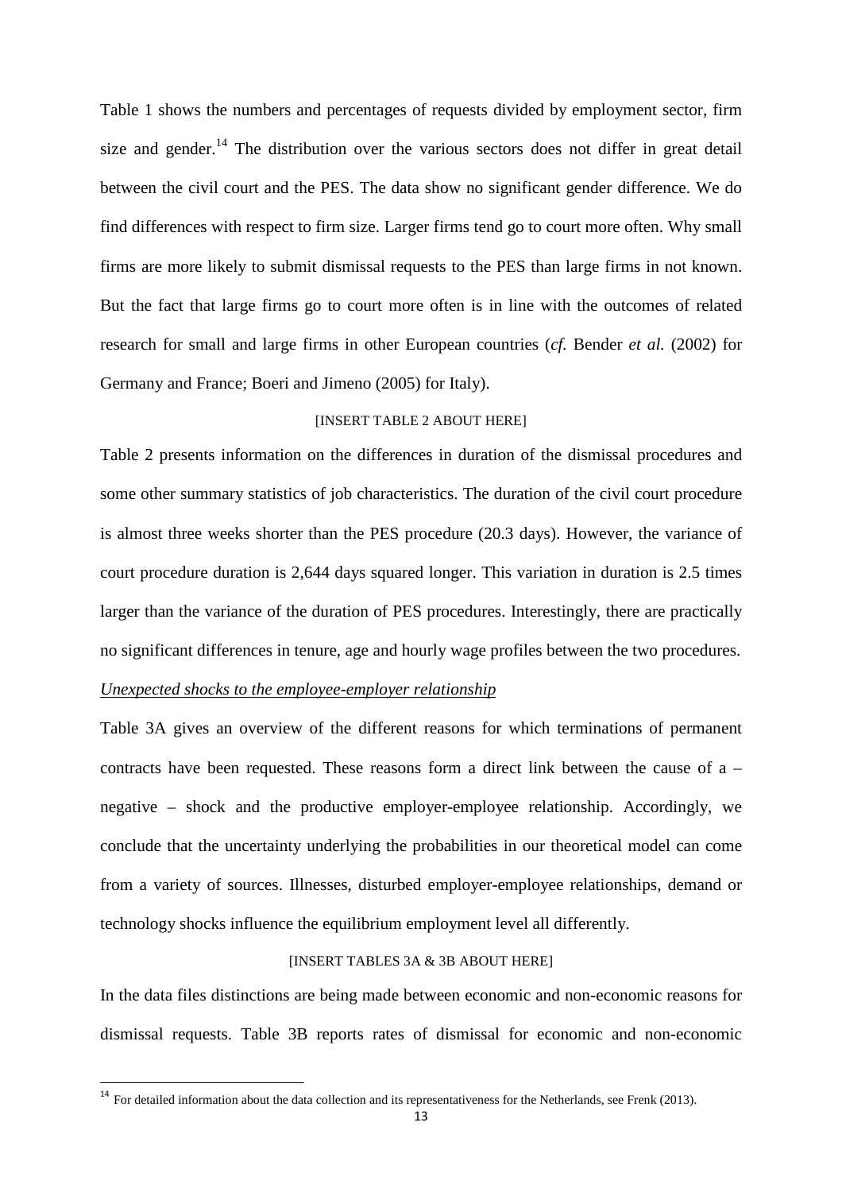Table 1 shows the numbers and percentages of requests divided by employment sector, firm size and gender.[14] The distribution over the various sectors does not differ in great detail between the civil court and the PES. The data show no significant gender difference. We do find differences with respect to firm size. Larger firms tend go to court more often. Why small firms are more likely to submit dismissal requests to the PES than large firms in not known. But the fact that large firms go to court more often is in line with the outcomes of related research for small and large firms in other European countries (*cf.* Bender *et al.* (2002) for Germany and France; Boeri and Jimeno (2005) for Italy).

[INSERT TABLE 2 ABOUT HERE]

Table 2 presents information on the differences in duration of the dismissal procedures and some other summary statistics of job characteristics. The duration of the civil court procedure is almost three weeks shorter than the PES procedure (20.3 days). However, the variance of court procedure duration is 2,644 days squared longer. This variation in duration is 2.5 times larger than the variance of the duration of PES procedures. Interestingly, there are practically no significant differences in tenure, age and hourly wage profiles between the two procedures.

*Unexpected shocks to the employee-employer relationship*

Table 3A gives an overview of the different reasons for which terminations of permanent contracts have been requested. These reasons form a direct link between the cause of a – negative – shock and the productive employer-employee relationship. Accordingly, we conclude that the uncertainty underlying the probabilities in our theoretical model can come from a variety of sources. Illnesses, disturbed employer-employee relationships, demand or technology shocks influence the equilibrium employment level all differently.

[INSERT TABLES 3A & 3B ABOUT HERE]

In the data files distinctions are being made between economic and non-economic reasons for dismissal requests. Table 3B reports rates of dismissal for economic and non-economic

[14] For detailed information about the data collection and its representativeness for the Netherlands, see Frenk (2013).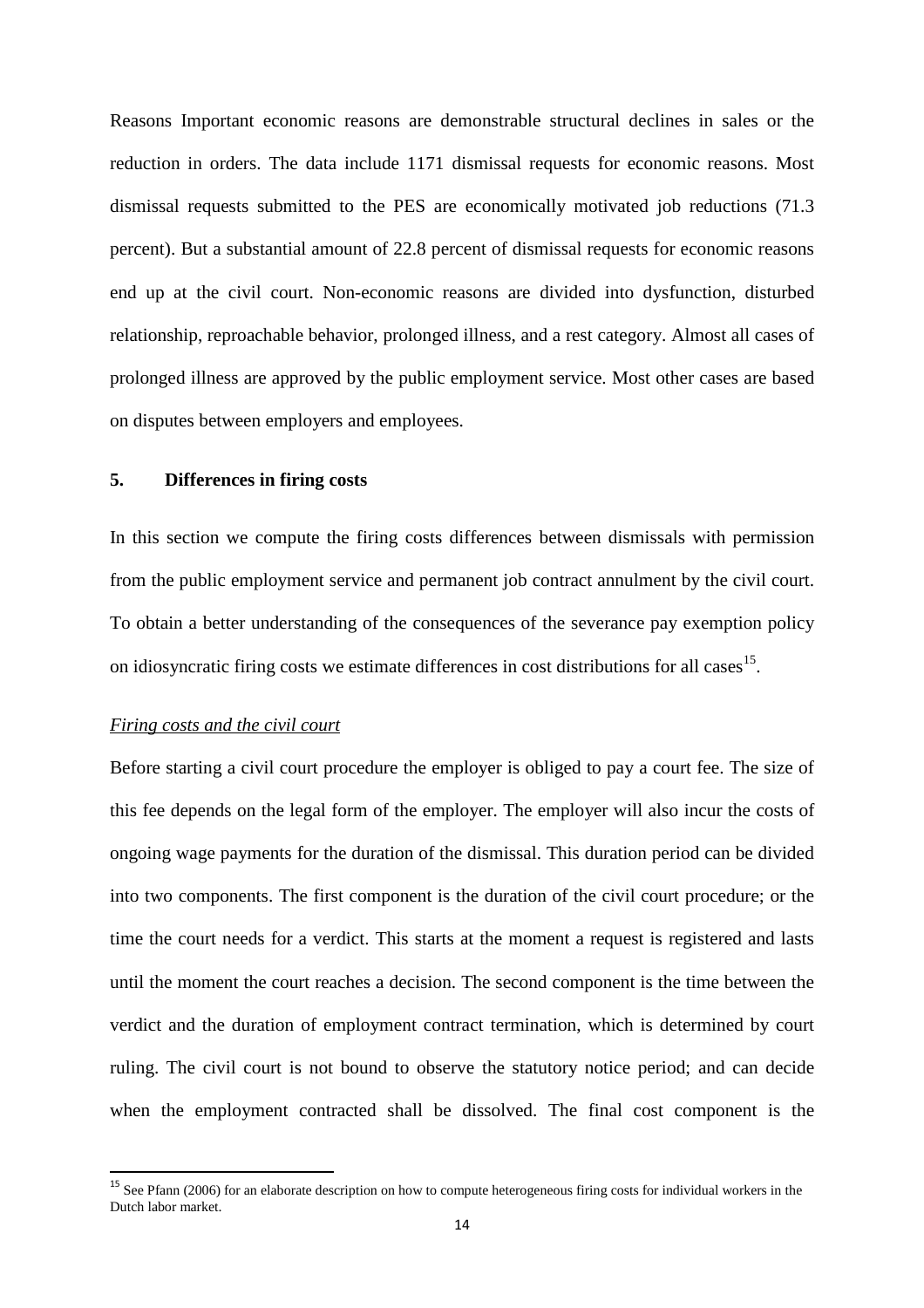Reasons Important economic reasons are demonstrable structural declines in sales or the reduction in orders. The data include 1171 dismissal requests for economic reasons. Most dismissal requests submitted to the PES are economically motivated job reductions (71.3 percent). But a substantial amount of 22.8 percent of dismissal requests for economic reasons end up at the civil court. Non-economic reasons are divided into dysfunction, disturbed relationship, reproachable behavior, prolonged illness, and a rest category. Almost all cases of prolonged illness are approved by the public employment service. Most other cases are based on disputes between employers and employees.

## 5. Differences in firing costs

In this section we compute the firing costs differences between dismissals with permission from the public employment service and permanent job contract annulment by the civil court. To obtain a better understanding of the consequences of the severance pay exemption policy on idiosyncratic firing costs we estimate differences in cost distributions for all cases[15].

*Firing costs and the civil court*

Before starting a civil court procedure the employer is obliged to pay a court fee. The size of this fee depends on the legal form of the employer. The employer will also incur the costs of ongoing wage payments for the duration of the dismissal. This duration period can be divided into two components. The first component is the duration of the civil court procedure; or the time the court needs for a verdict. This starts at the moment a request is registered and lasts until the moment the court reaches a decision. The second component is the time between the verdict and the duration of employment contract termination, which is determined by court ruling. The civil court is not bound to observe the statutory notice period; and can decide when the employment contracted shall be dissolved. The final cost component is the

[15] See Pfann (2006) for an elaborate description on how to compute heterogeneous firing costs for individual workers in the Dutch labor market.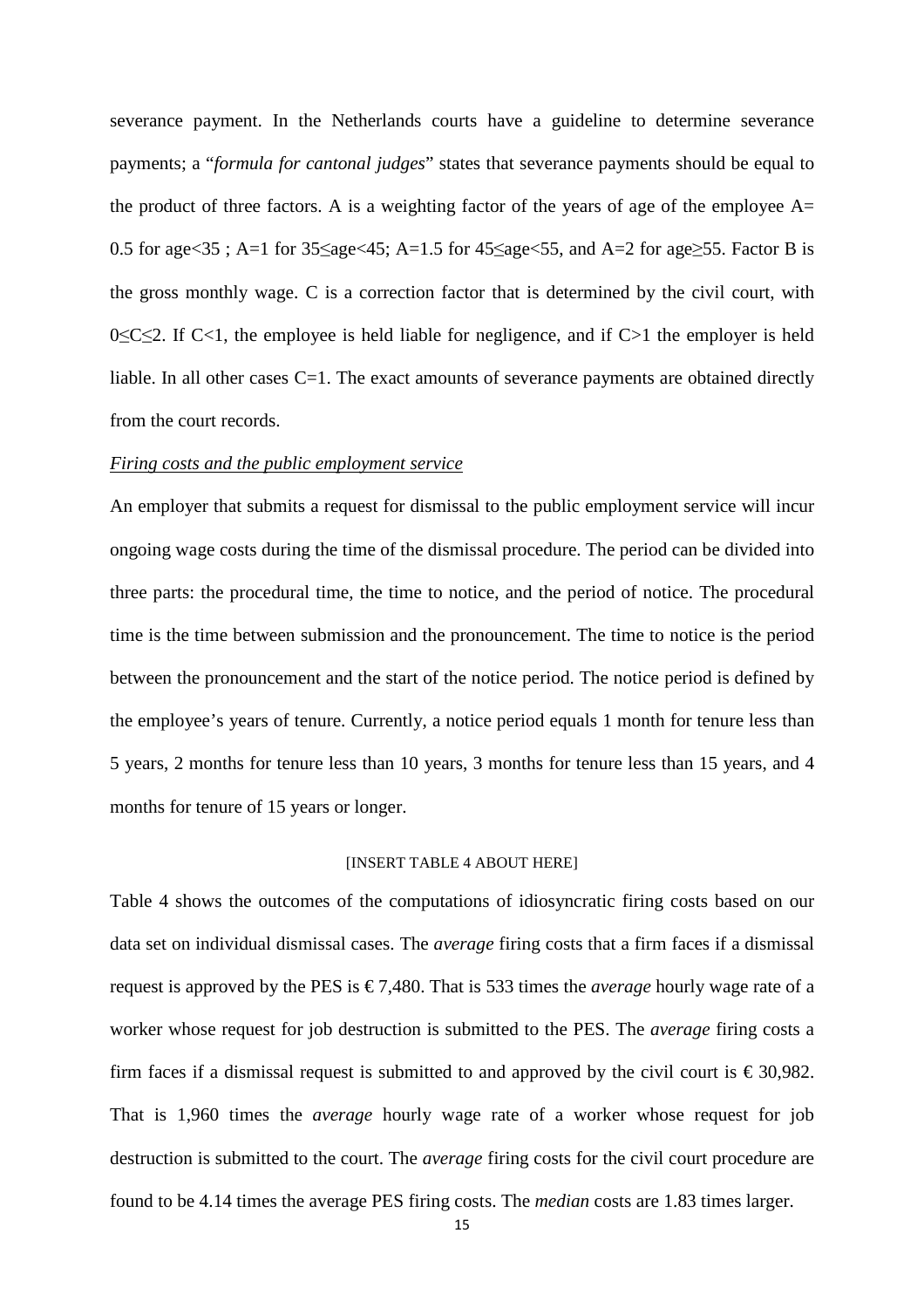severance payment. In the Netherlands courts have a guideline to determine severance payments; a "*formula for cantonal judges*" states that severance payments should be equal to the product of three factors. A is a weighting factor of the years of age of the employee A= 0.5 for age<35 ; A=1 for 35≤age<45; A=1.5 for 45≤age<55, and A=2 for age≥55. Factor B is the gross monthly wage. C is a correction factor that is determined by the civil court, with 0≤C≤2. If C<1, the employee is held liable for negligence, and if C>1 the employer is held liable. In all other cases C=1. The exact amounts of severance payments are obtained directly from the court records.

*Firing costs and the public employment service*

An employer that submits a request for dismissal to the public employment service will incur ongoing wage costs during the time of the dismissal procedure. The period can be divided into three parts: the procedural time, the time to notice, and the period of notice. The procedural time is the time between submission and the pronouncement. The time to notice is the period between the pronouncement and the start of the notice period. The notice period is defined by the employee's years of tenure. Currently, a notice period equals 1 month for tenure less than 5 years, 2 months for tenure less than 10 years, 3 months for tenure less than 15 years, and 4 months for tenure of 15 years or longer.

[INSERT TABLE 4 ABOUT HERE]

Table 4 shows the outcomes of the computations of idiosyncratic firing costs based on our data set on individual dismissal cases. The *average* firing costs that a firm faces if a dismissal request is approved by the PES is € 7,480. That is 533 times the *average* hourly wage rate of a worker whose request for job destruction is submitted to the PES. The *average* firing costs a firm faces if a dismissal request is submitted to and approved by the civil court is € 30,982. That is 1,960 times the *average* hourly wage rate of a worker whose request for job destruction is submitted to the court. The *average* firing costs for the civil court procedure are found to be 4.14 times the average PES firing costs. The *median* costs are 1.83 times larger.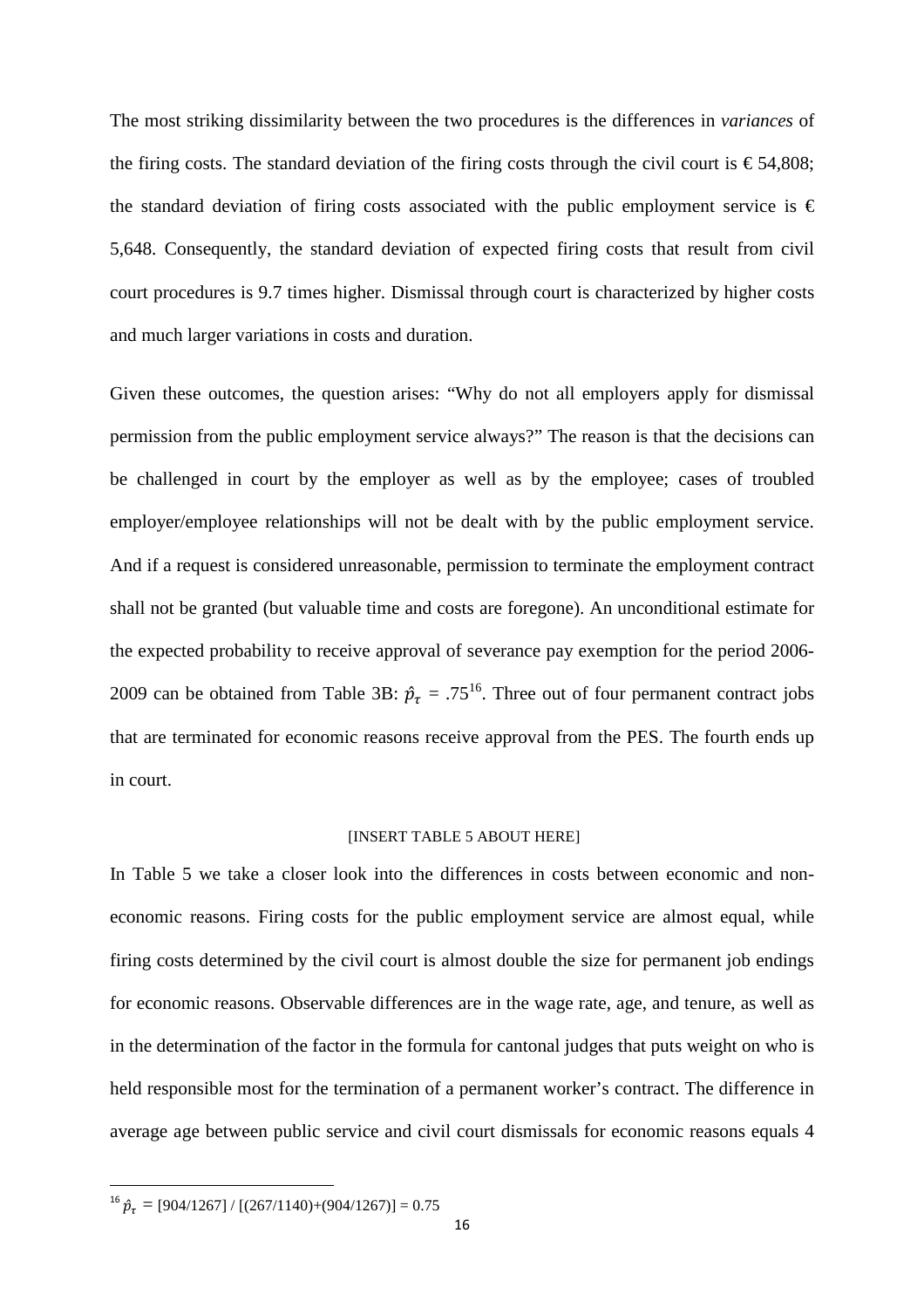The most striking dissimilarity between the two procedures is the differences in *variances* of the firing costs. The standard deviation of the firing costs through the civil court is € 54,808; the standard deviation of firing costs associated with the public employment service is € 5,648. Consequently, the standard deviation of expected firing costs that result from civil court procedures is 9.7 times higher. Dismissal through court is characterized by higher costs and much larger variations in costs and duration.

Given these outcomes, the question arises: "Why do not all employers apply for dismissal permission from the public employment service always?" The reason is that the decisions can be challenged in court by the employer as well as by the employee; cases of troubled employer/employee relationships will not be dealt with by the public employment service. And if a request is considered unreasonable, permission to terminate the employment contract shall not be granted (but valuable time and costs are foregone). An unconditional estimate for the expected probability to receive approval of severance pay exemption for the period 2006-2009 can be obtained from Table 3B: $\hat{p}_\tau$ = .75[16]. Three out of four permanent contract jobs that are terminated for economic reasons receive approval from the PES. The fourth ends up in court.

[INSERT TABLE 5 ABOUT HERE]

In Table 5 we take a closer look into the differences in costs between economic and non-economic reasons. Firing costs for the public employment service are almost equal, while firing costs determined by the civil court is almost double the size for permanent job endings for economic reasons. Observable differences are in the wage rate, age, and tenure, as well as in the determination of the factor in the formula for cantonal judges that puts weight on who is held responsible most for the termination of a permanent worker's contract. The difference in average age between public service and civil court dismissals for economic reasons equals 4

---

[16] $\hat{p}_\tau = [904/1267] / [(267/1140)+(904/1267)] = 0.75$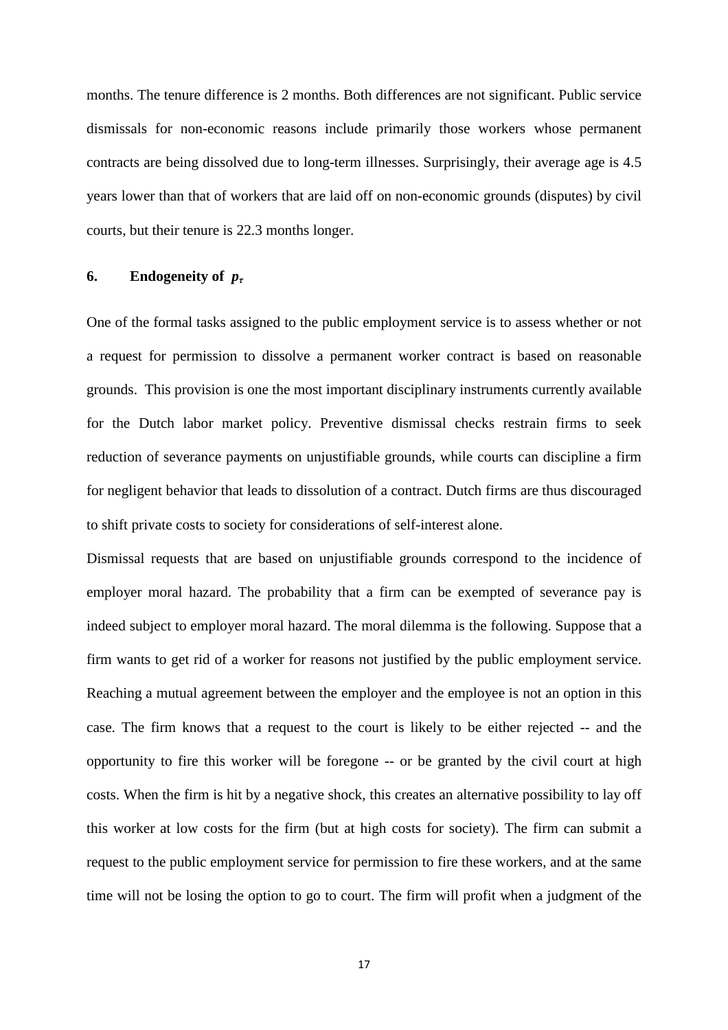months. The tenure difference is 2 months. Both differences are not significant. Public service dismissals for non-economic reasons include primarily those workers whose permanent contracts are being dissolved due to long-term illnesses. Surprisingly, their average age is 4.5 years lower than that of workers that are laid off on non-economic grounds (disputes) by civil courts, but their tenure is 22.3 months longer.

## 6. Endogeneity of $p_\tau$

One of the formal tasks assigned to the public employment service is to assess whether or not a request for permission to dissolve a permanent worker contract is based on reasonable grounds. This provision is one the most important disciplinary instruments currently available for the Dutch labor market policy. Preventive dismissal checks restrain firms to seek reduction of severance payments on unjustifiable grounds, while courts can discipline a firm for negligent behavior that leads to dissolution of a contract. Dutch firms are thus discouraged to shift private costs to society for considerations of self-interest alone.

Dismissal requests that are based on unjustifiable grounds correspond to the incidence of employer moral hazard. The probability that a firm can be exempted of severance pay is indeed subject to employer moral hazard. The moral dilemma is the following. Suppose that a firm wants to get rid of a worker for reasons not justified by the public employment service. Reaching a mutual agreement between the employer and the employee is not an option in this case. The firm knows that a request to the court is likely to be either rejected -- and the opportunity to fire this worker will be foregone -- or be granted by the civil court at high costs. When the firm is hit by a negative shock, this creates an alternative possibility to lay off this worker at low costs for the firm (but at high costs for society). The firm can submit a request to the public employment service for permission to fire these workers, and at the same time will not be losing the option to go to court. The firm will profit when a judgment of the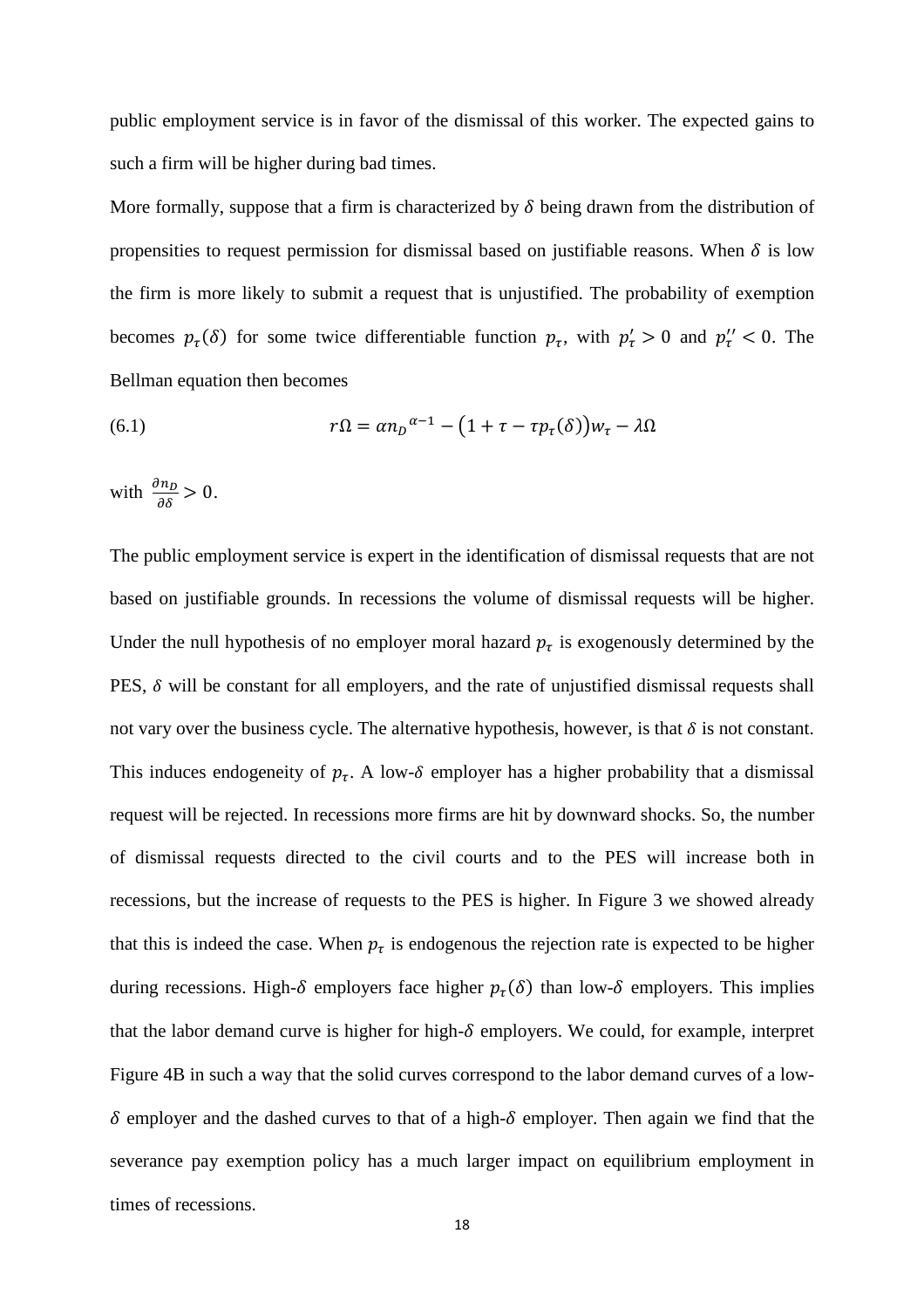public employment service is in favor of the dismissal of this worker. The expected gains to such a firm will be higher during bad times.

More formally, suppose that a firm is characterized by $\delta$ being drawn from the distribution of propensities to request permission for dismissal based on justifiable reasons. When $\delta$ is low the firm is more likely to submit a request that is unjustified. The probability of exemption becomes $p_\tau(\delta)$ for some twice differentiable function $p_\tau$, with $p_\tau' > 0$ and $p_\tau'' < 0$. The Bellman equation then becomes

$$r\Omega = \alpha {n_D}^{\alpha-1} - \left(1 + \tau - \tau p_\tau(\delta)\right)w_\tau - \lambda\Omega \tag{6.1}$$

with $\frac{\partial n_D}{\partial \delta} > 0$.

The public employment service is expert in the identification of dismissal requests that are not based on justifiable grounds. In recessions the volume of dismissal requests will be higher. Under the null hypothesis of no employer moral hazard $p_\tau$ is exogenously determined by the PES, $\delta$ will be constant for all employers, and the rate of unjustified dismissal requests shall not vary over the business cycle. The alternative hypothesis, however, is that $\delta$ is not constant. This induces endogeneity of $p_\tau$. A low-$\delta$ employer has a higher probability that a dismissal request will be rejected. In recessions more firms are hit by downward shocks. So, the number of dismissal requests directed to the civil courts and to the PES will increase both in recessions, but the increase of requests to the PES is higher. In Figure 3 we showed already that this is indeed the case. When $p_\tau$ is endogenous the rejection rate is expected to be higher during recessions. High-$\delta$ employers face higher $p_\tau(\delta)$ than low-$\delta$ employers. This implies that the labor demand curve is higher for high-$\delta$ employers. We could, for example, interpret Figure 4B in such a way that the solid curves correspond to the labor demand curves of a low-$\delta$ employer and the dashed curves to that of a high-$\delta$ employer. Then again we find that the severance pay exemption policy has a much larger impact on equilibrium employment in times of recessions.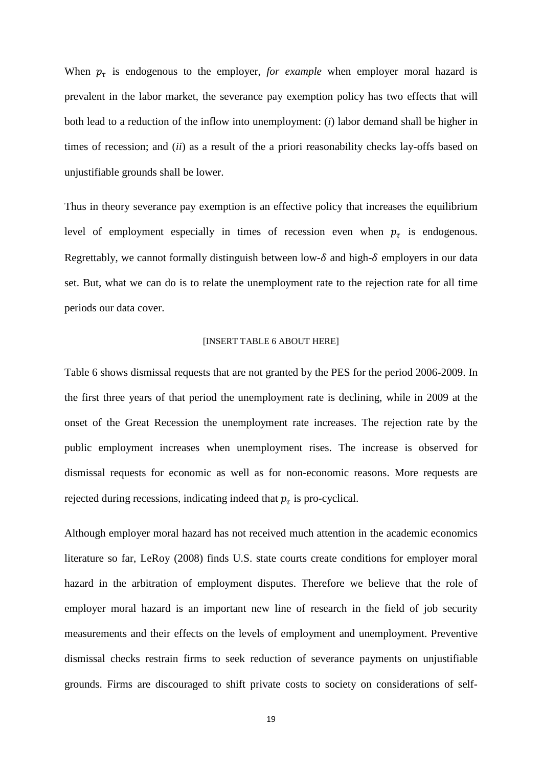When $p_\tau$ is endogenous to the employer, *for example* when employer moral hazard is prevalent in the labor market, the severance pay exemption policy has two effects that will both lead to a reduction of the inflow into unemployment: (*i*) labor demand shall be higher in times of recession; and (*ii*) as a result of the a priori reasonability checks lay-offs based on unjustifiable grounds shall be lower.

Thus in theory severance pay exemption is an effective policy that increases the equilibrium level of employment especially in times of recession even when $p_\tau$ is endogenous. Regrettably, we cannot formally distinguish between low-$\delta$ and high-$\delta$ employers in our data set. But, what we can do is to relate the unemployment rate to the rejection rate for all time periods our data cover.

[INSERT TABLE 6 ABOUT HERE]

Table 6 shows dismissal requests that are not granted by the PES for the period 2006-2009. In the first three years of that period the unemployment rate is declining, while in 2009 at the onset of the Great Recession the unemployment rate increases. The rejection rate by the public employment increases when unemployment rises. The increase is observed for dismissal requests for economic as well as for non-economic reasons. More requests are rejected during recessions, indicating indeed that $p_\tau$ is pro-cyclical.

Although employer moral hazard has not received much attention in the academic economics literature so far, LeRoy (2008) finds U.S. state courts create conditions for employer moral hazard in the arbitration of employment disputes. Therefore we believe that the role of employer moral hazard is an important new line of research in the field of job security measurements and their effects on the levels of employment and unemployment. Preventive dismissal checks restrain firms to seek reduction of severance payments on unjustifiable grounds. Firms are discouraged to shift private costs to society on considerations of self-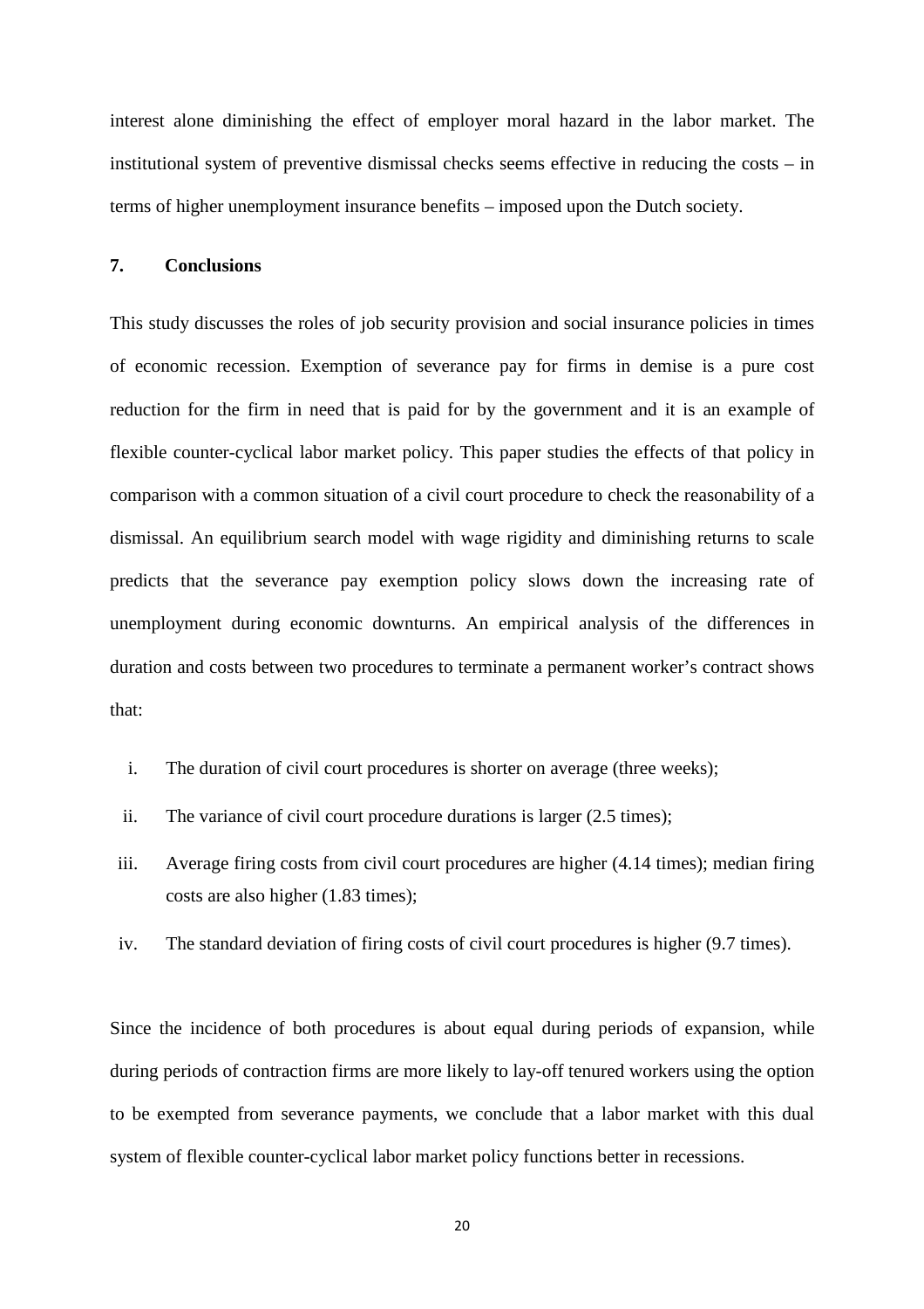interest alone diminishing the effect of employer moral hazard in the labor market. The institutional system of preventive dismissal checks seems effective in reducing the costs – in terms of higher unemployment insurance benefits – imposed upon the Dutch society.

## 7. Conclusions

This study discusses the roles of job security provision and social insurance policies in times of economic recession. Exemption of severance pay for firms in demise is a pure cost reduction for the firm in need that is paid for by the government and it is an example of flexible counter-cyclical labor market policy. This paper studies the effects of that policy in comparison with a common situation of a civil court procedure to check the reasonability of a dismissal. An equilibrium search model with wage rigidity and diminishing returns to scale predicts that the severance pay exemption policy slows down the increasing rate of unemployment during economic downturns. An empirical analysis of the differences in duration and costs between two procedures to terminate a permanent worker's contract shows that:

i. The duration of civil court procedures is shorter on average (three weeks);
ii. The variance of civil court procedure durations is larger (2.5 times);
iii. Average firing costs from civil court procedures are higher (4.14 times); median firing costs are also higher (1.83 times);
iv. The standard deviation of firing costs of civil court procedures is higher (9.7 times).

Since the incidence of both procedures is about equal during periods of expansion, while during periods of contraction firms are more likely to lay-off tenured workers using the option to be exempted from severance payments, we conclude that a labor market with this dual system of flexible counter-cyclical labor market policy functions better in recessions.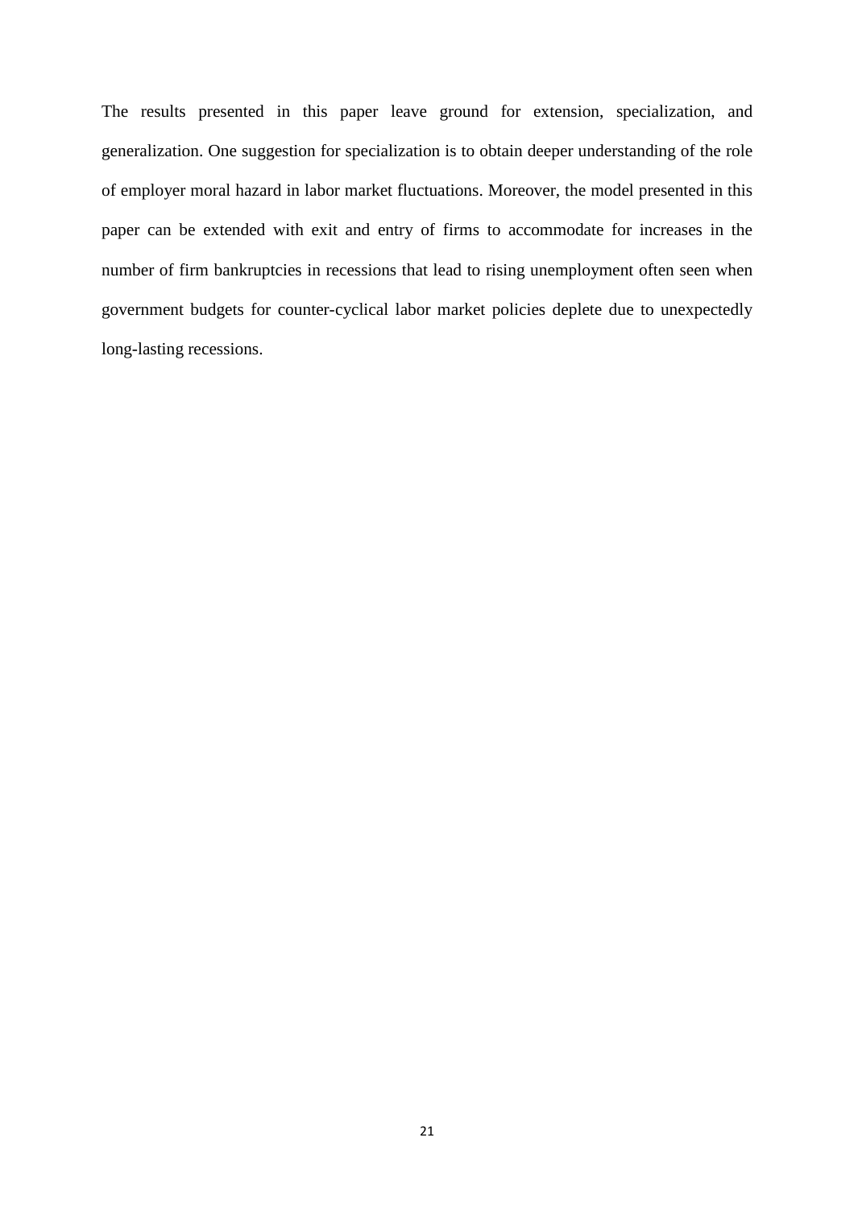The results presented in this paper leave ground for extension, specialization, and generalization. One suggestion for specialization is to obtain deeper understanding of the role of employer moral hazard in labor market fluctuations. Moreover, the model presented in this paper can be extended with exit and entry of firms to accommodate for increases in the number of firm bankruptcies in recessions that lead to rising unemployment often seen when government budgets for counter-cyclical labor market policies deplete due to unexpectedly long-lasting recessions.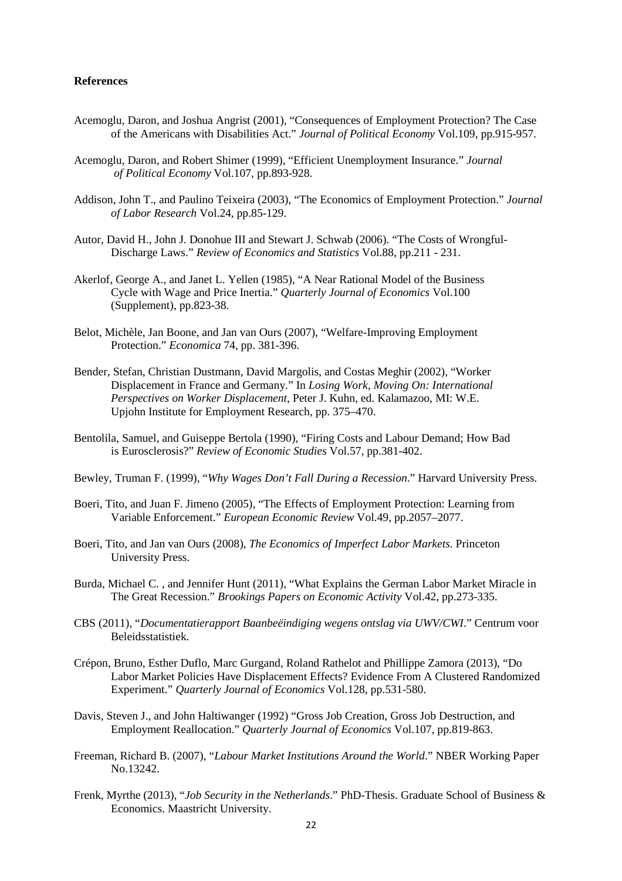**References**

Acemoglu, Daron, and Joshua Angrist (2001), "Consequences of Employment Protection? The Case of the Americans with Disabilities Act." *Journal of Political Economy* Vol.109, pp.915-957.

Acemoglu, Daron, and Robert Shimer (1999), "Efficient Unemployment Insurance." *Journal of Political Economy* Vol.107, pp.893-928.

Addison, John T., and Paulino Teixeira (2003), "The Economics of Employment Protection." *Journal of Labor Research* Vol.24, pp.85-129.

Autor, David H., John J. Donohue III and Stewart J. Schwab (2006). "The Costs of Wrongful-Discharge Laws." *Review of Economics and Statistics* Vol.88, pp.211 - 231.

Akerlof, George A., and Janet L. Yellen (1985), "A Near Rational Model of the Business Cycle with Wage and Price Inertia." *Quarterly Journal of Economics* Vol.100 (Supplement), pp.823-38.

Belot, Michèle, Jan Boone, and Jan van Ours (2007), "Welfare-Improving Employment Protection." *Economica* 74, pp. 381-396.

Bender, Stefan, Christian Dustmann, David Margolis, and Costas Meghir (2002), "Worker Displacement in France and Germany." In *Losing Work, Moving On: International Perspectives on Worker Displacement*, Peter J. Kuhn, ed. Kalamazoo, MI: W.E. Upjohn Institute for Employment Research, pp. 375–470.

Bentolila, Samuel, and Guiseppe Bertola (1990), "Firing Costs and Labour Demand; How Bad is Eurosclerosis?" *Review of Economic Studies* Vol.57, pp.381-402.

Bewley, Truman F. (1999), "*Why Wages Don't Fall During a Recession*." Harvard University Press.

Boeri, Tito, and Juan F. Jimeno (2005), "The Effects of Employment Protection: Learning from Variable Enforcement." *European Economic Review* Vol.49, pp.2057–2077.

Boeri, Tito, and Jan van Ours (2008), *The Economics of Imperfect Labor Markets*. Princeton University Press.

Burda, Michael C. , and Jennifer Hunt (2011), "What Explains the German Labor Market Miracle in The Great Recession." *Brookings Papers on Economic Activity* Vol.42, pp.273-335.

CBS (2011), "*Documentatierapport Baanbeëindiging wegens ontslag via UWV/CWI*." Centrum voor Beleidsstatistiek.

Crépon, Bruno, Esther Duflo, Marc Gurgand, Roland Rathelot and Phillippe Zamora (2013), "Do Labor Market Policies Have Displacement Effects? Evidence From A Clustered Randomized Experiment." *Quarterly Journal of Economics* Vol.128, pp.531-580.

Davis, Steven J., and John Haltiwanger (1992) "Gross Job Creation, Gross Job Destruction, and Employment Reallocation." *Quarterly Journal of Economics* Vol.107, pp.819-863.

Freeman, Richard B. (2007), "*Labour Market Institutions Around the World*." NBER Working Paper No.13242.

Frenk, Myrthe (2013), "*Job Security in the Netherlands*." PhD-Thesis. Graduate School of Business & Economics. Maastricht University.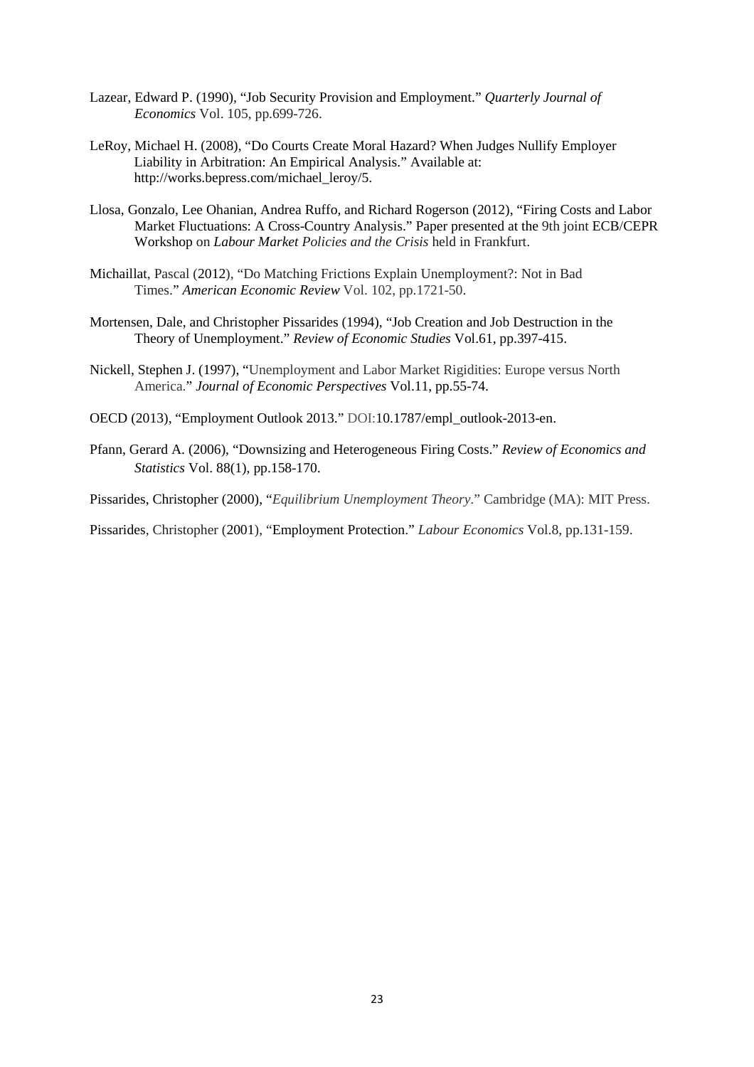Lazear, Edward P. (1990), "Job Security Provision and Employment." *Quarterly Journal of Economics* Vol. 105, pp.699-726.

LeRoy, Michael H. (2008), "Do Courts Create Moral Hazard? When Judges Nullify Employer Liability in Arbitration: An Empirical Analysis." Available at: http://works.bepress.com/michael_leroy/5.

Llosa, Gonzalo, Lee Ohanian, Andrea Ruffo, and Richard Rogerson (2012), "Firing Costs and Labor Market Fluctuations: A Cross-Country Analysis." Paper presented at the 9th joint ECB/CEPR Workshop on *Labour Market Policies and the Crisis* held in Frankfurt.

Michaillat, Pascal (2012), "Do Matching Frictions Explain Unemployment?: Not in Bad Times." *American Economic Review* Vol. 102, pp.1721-50.

Mortensen, Dale, and Christopher Pissarides (1994), "Job Creation and Job Destruction in the Theory of Unemployment." *Review of Economic Studies* Vol.61, pp.397-415.

Nickell, Stephen J. (1997), "Unemployment and Labor Market Rigidities: Europe versus North America." *Journal of Economic Perspectives* Vol.11, pp.55-74.

OECD (2013), "Employment Outlook 2013." DOI:10.1787/empl_outlook-2013-en.

Pfann, Gerard A. (2006), "Downsizing and Heterogeneous Firing Costs." *Review of Economics and Statistics* Vol. 88(1), pp.158-170.

Pissarides, Christopher (2000), "*Equilibrium Unemployment Theory*." Cambridge (MA): MIT Press.

Pissarides, Christopher (2001), "Employment Protection." *Labour Economics* Vol.8, pp.131-159.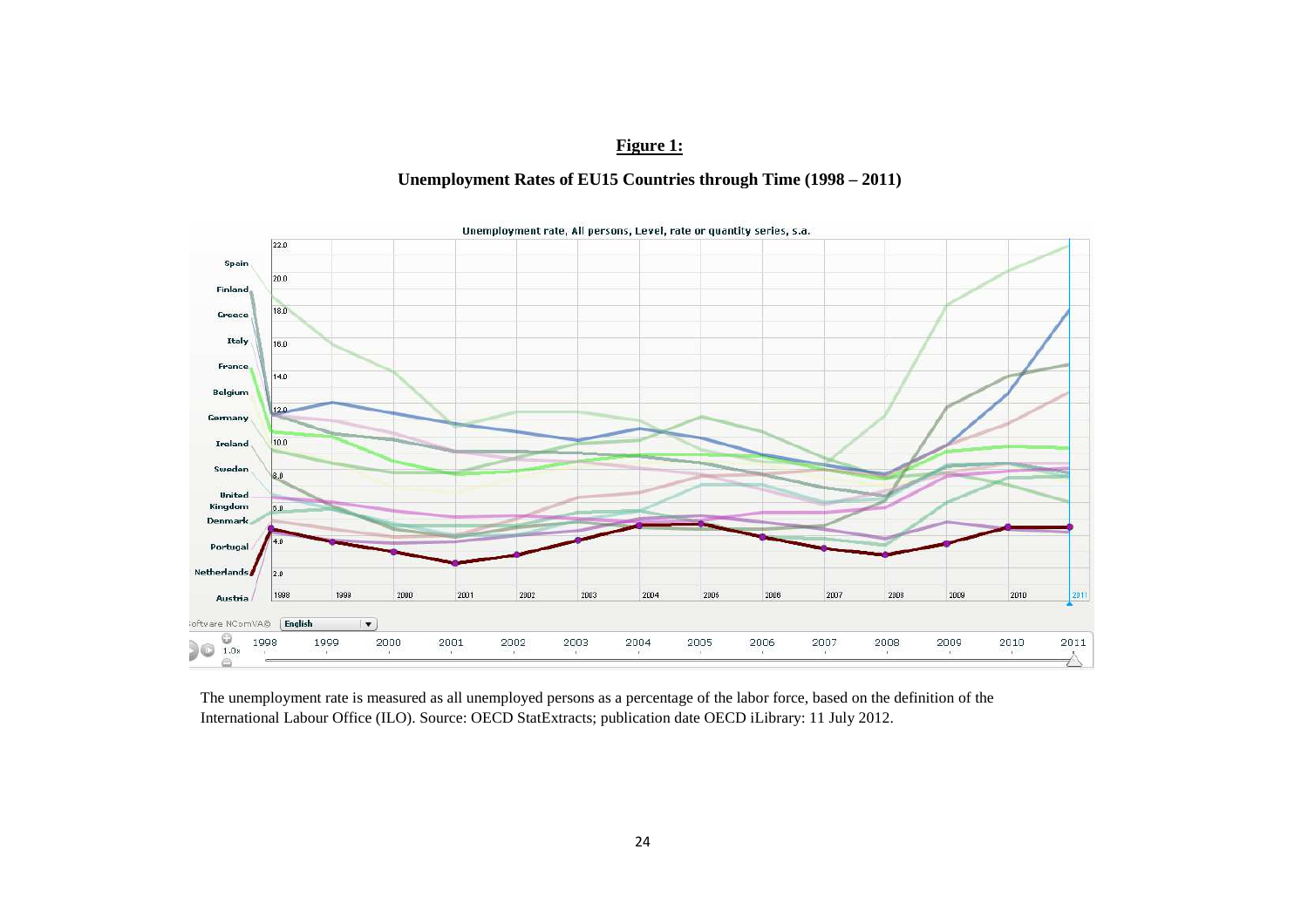**Figure 1:**

**Unemployment Rates of EU15 Countries through Time (1998 – 2011)**

The unemployment rate is measured as all unemployed persons as a percentage of the labor force, based on the definition of the International Labour Office (ILO). Source: OECD StatExtracts; publication date OECD iLibrary: 11 July 2012.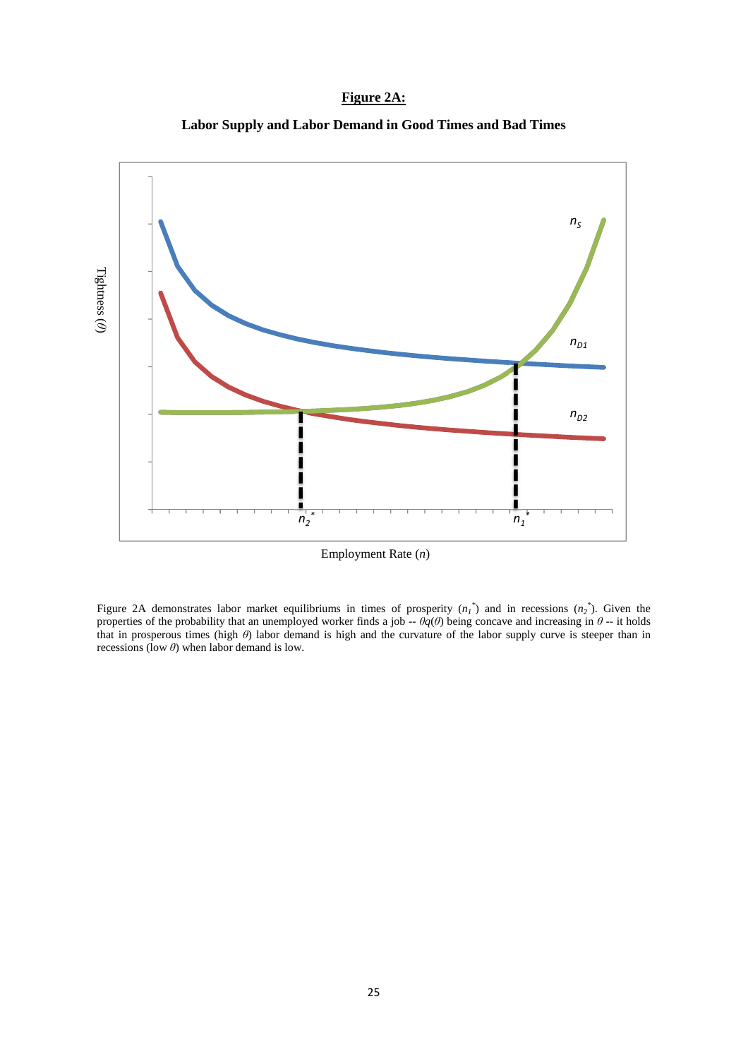**Figure 2A:**

**Labor Supply and Labor Demand in Good Times and Bad Times**

Figure 2A demonstrates labor market equilibriums in times of prosperity ($n_1^*$) and in recessions ($n_2^*$). Given the properties of the probability that an unemployed worker finds a job -- $\theta q(\theta)$ being concave and increasing in $\theta$ -- it holds that in prosperous times (high $\theta$) labor demand is high and the curvature of the labor supply curve is steeper than in recessions (low $\theta$) when labor demand is low.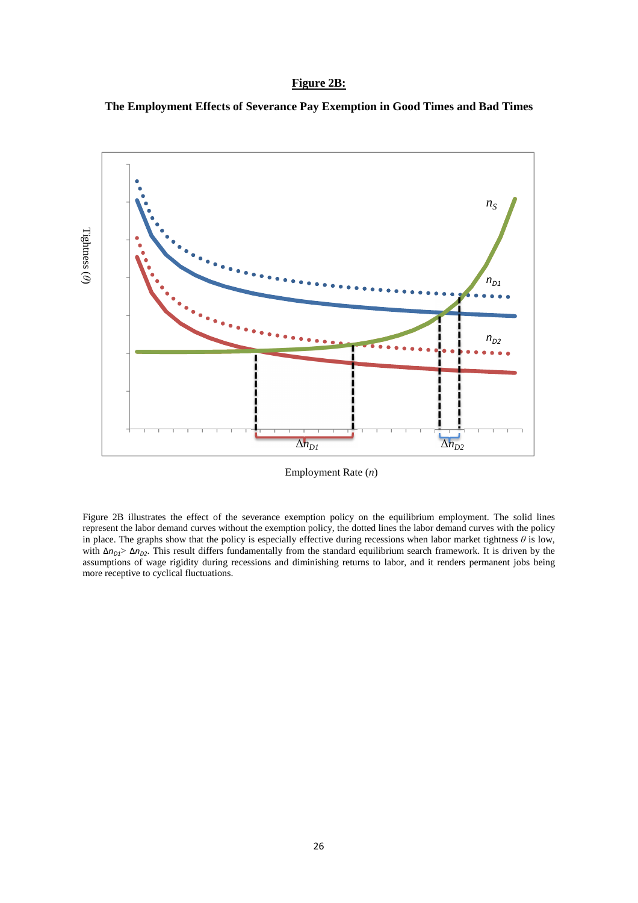**Figure 2B:**

**The Employment Effects of Severance Pay Exemption in Good Times and Bad Times**

Figure 2B illustrates the effect of the severance exemption policy on the equilibrium employment. The solid lines represent the labor demand curves without the exemption policy, the dotted lines the labor demand curves with the policy in place. The graphs show that the policy is especially effective during recessions when labor market tightness $\theta$ is low, with $\Delta n_{D1} > \Delta n_{D2}$. This result differs fundamentally from the standard equilibrium search framework. It is driven by the assumptions of wage rigidity during recessions and diminishing returns to labor, and it renders permanent jobs being more receptive to cyclical fluctuations.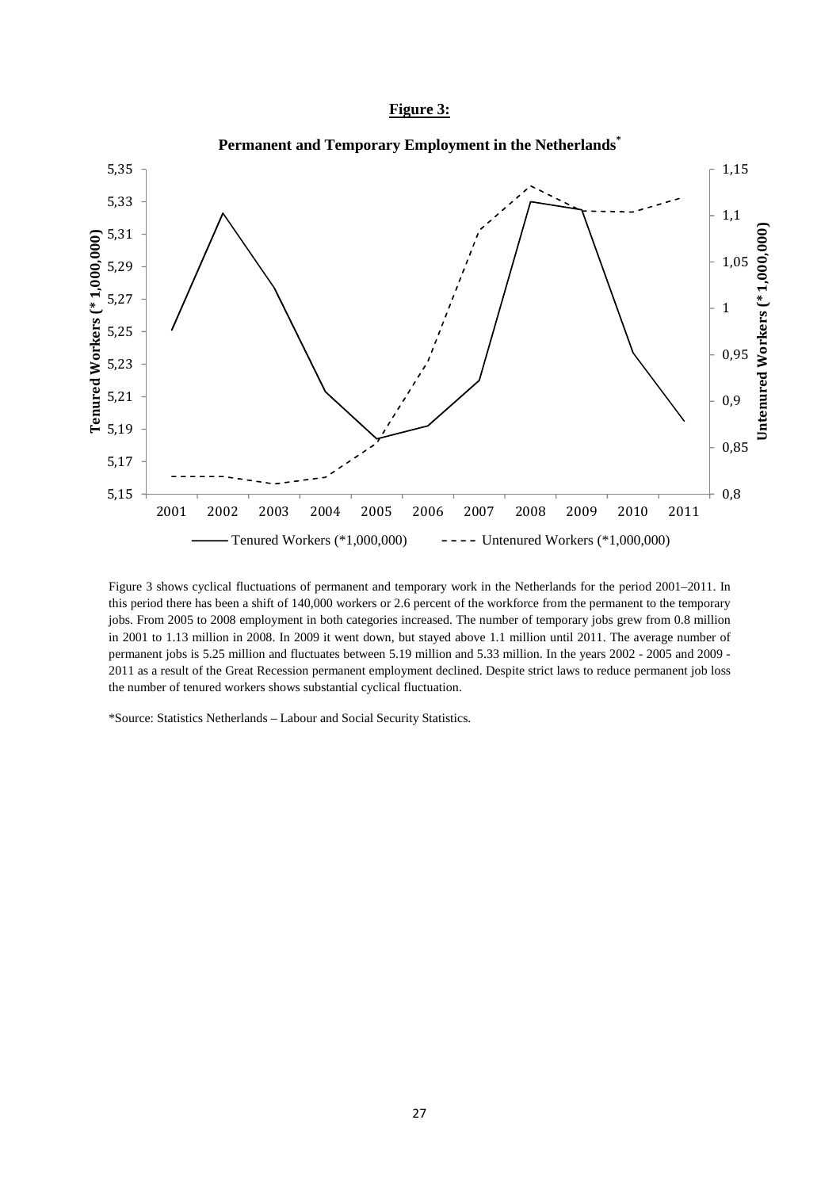**Figure 3:**

**Permanent and Temporary Employment in the Netherlands***

Figure 3 shows cyclical fluctuations of permanent and temporary work in the Netherlands for the period 2001–2011. In this period there has been a shift of 140,000 workers or 2.6 percent of the workforce from the permanent to the temporary jobs. From 2005 to 2008 employment in both categories increased. The number of temporary jobs grew from 0.8 million in 2001 to 1.13 million in 2008. In 2009 it went down, but stayed above 1.1 million until 2011. The average number of permanent jobs is 5.25 million and fluctuates between 5.19 million and 5.33 million. In the years 2002 - 2005 and 2009 - 2011 as a result of the Great Recession permanent employment declined. Despite strict laws to reduce permanent job loss the number of tenured workers shows substantial cyclical fluctuation.

*Source: Statistics Netherlands – Labour and Social Security Statistics.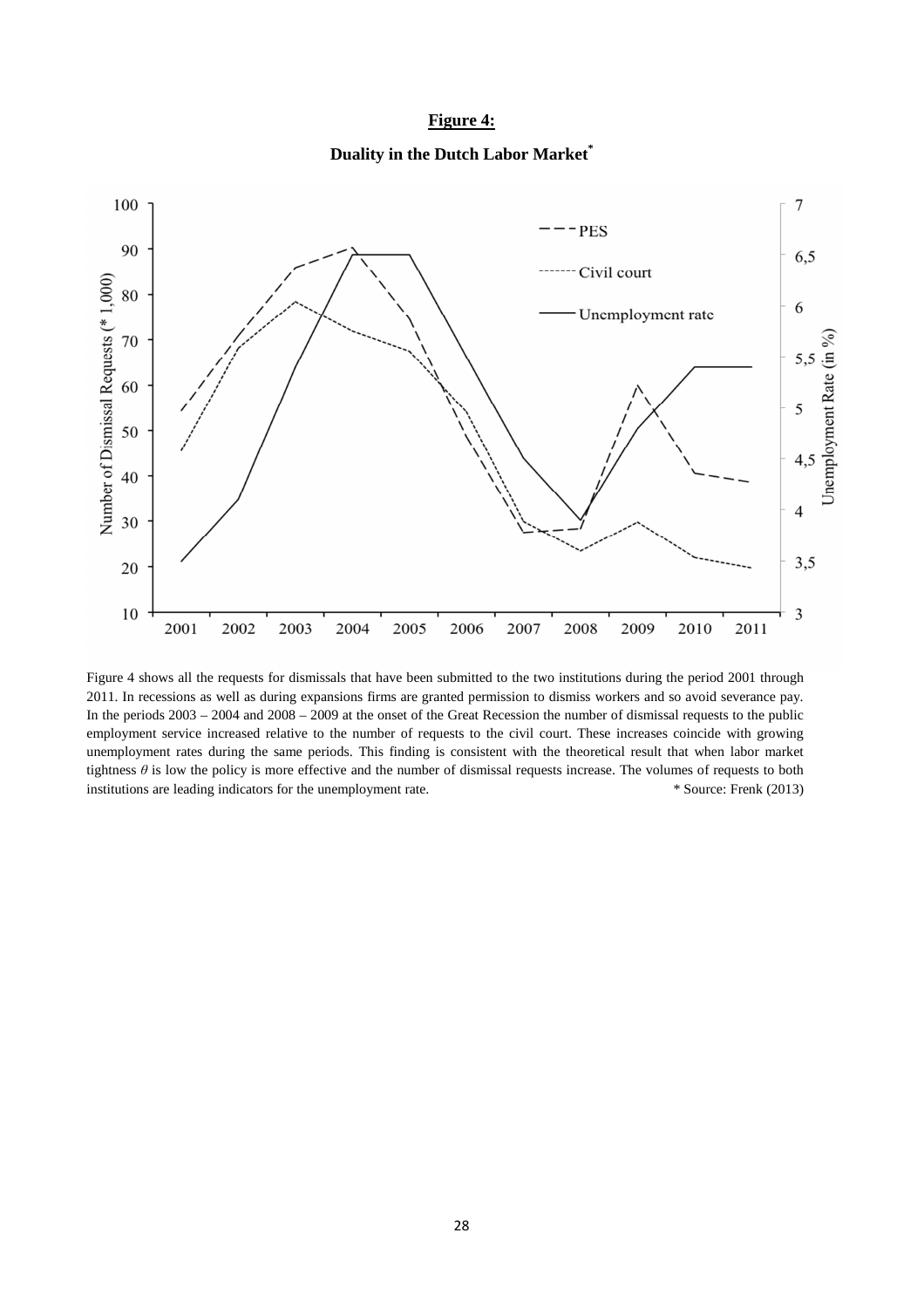**Figure 4:**

**Duality in the Dutch Labor Market***

Figure 4 shows all the requests for dismissals that have been submitted to the two institutions during the period 2001 through 2011. In recessions as well as during expansions firms are granted permission to dismiss workers and so avoid severance pay. In the periods 2003 – 2004 and 2008 – 2009 at the onset of the Great Recession the number of dismissal requests to the public employment service increased relative to the number of requests to the civil court. These increases coincide with growing unemployment rates during the same periods. This finding is consistent with the theoretical result that when labor market tightness $\theta$ is low the policy is more effective and the number of dismissal requests increase. The volumes of requests to both institutions are leading indicators for the unemployment rate. * Source: Frenk (2013)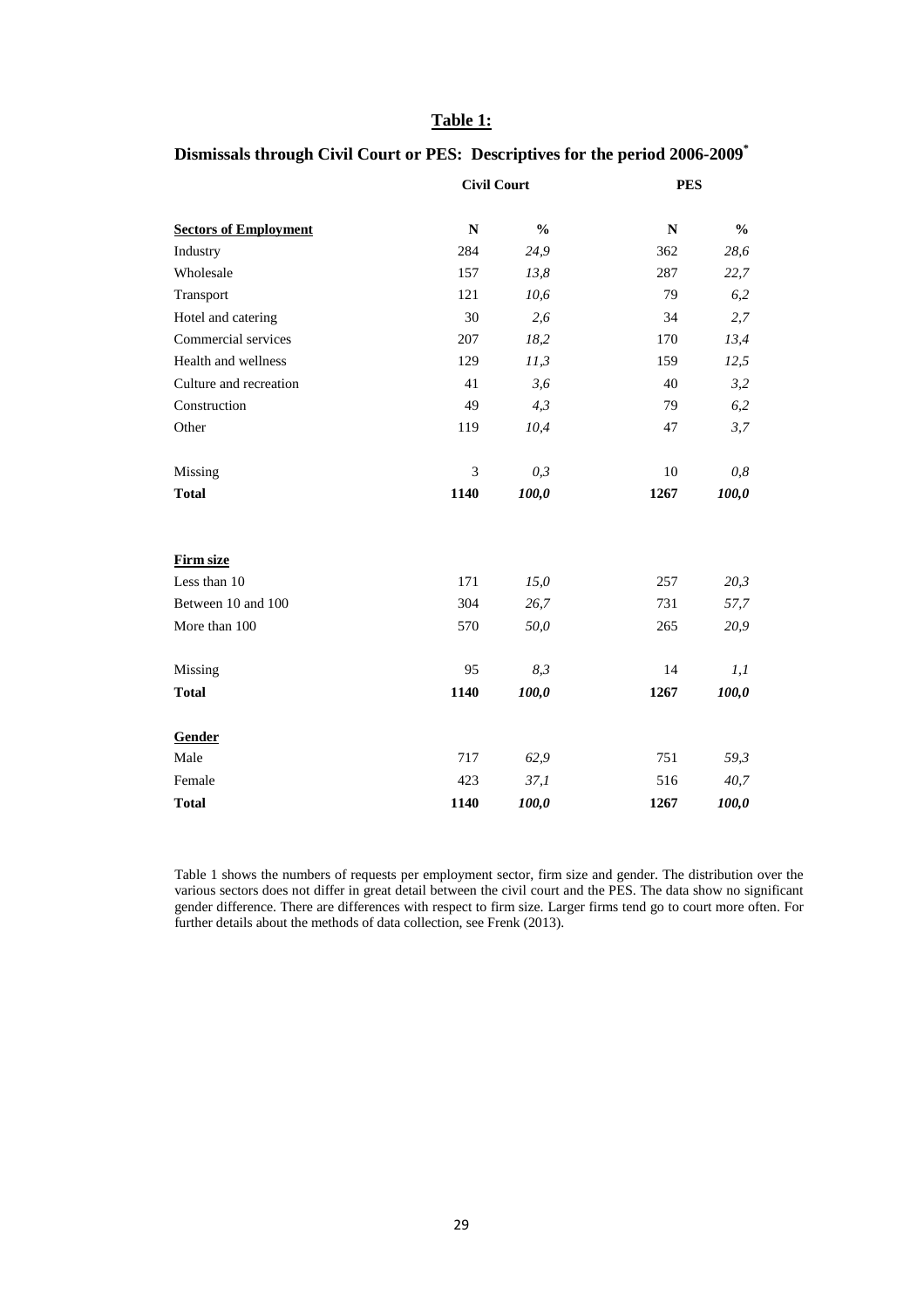## Table 1:

### Dismissals through Civil Court or PES: Descriptives for the period 2006-2009*

| | Civil Court | | PES | |
|---|---|---|---|---|
| **Sectors of Employment** | **N** | **%** | **N** | **%** |
| Industry | 284 | *24,9* | 362 | *28,6* |
| Wholesale | 157 | *13,8* | 287 | *22,7* |
| Transport | 121 | *10,6* | 79 | *6,2* |
| Hotel and catering | 30 | *2,6* | 34 | *2,7* |
| Commercial services | 207 | *18,2* | 170 | *13,4* |
| Health and wellness | 129 | *11,3* | 159 | *12,5* |
| Culture and recreation | 41 | *3,6* | 40 | *3,2* |
| Construction | 49 | *4,3* | 79 | *6,2* |
| Other | 119 | *10,4* | 47 | *3,7* |
| Missing | 3 | *0,3* | 10 | *0,8* |
| **Total** | **1140** | ***100,0*** | **1267** | ***100,0*** |
| **Firm size** | | | | |
| Less than 10 | 171 | *15,0* | 257 | *20,3* |
| Between 10 and 100 | 304 | *26,7* | 731 | *57,7* |
| More than 100 | 570 | *50,0* | 265 | *20,9* |
| Missing | 95 | *8,3* | 14 | *1,1* |
| **Total** | **1140** | ***100,0*** | **1267** | ***100,0*** |
| **Gender** | | | | |
| Male | 717 | *62,9* | 751 | *59,3* |
| Female | 423 | *37,1* | 516 | *40,7* |
| **Total** | **1140** | ***100,0*** | **1267** | ***100,0*** |

Table 1 shows the numbers of requests per employment sector, firm size and gender. The distribution over the various sectors does not differ in great detail between the civil court and the PES. The data show no significant gender difference. There are differences with respect to firm size. Larger firms tend go to court more often. For further details about the methods of data collection, see Frenk (2013).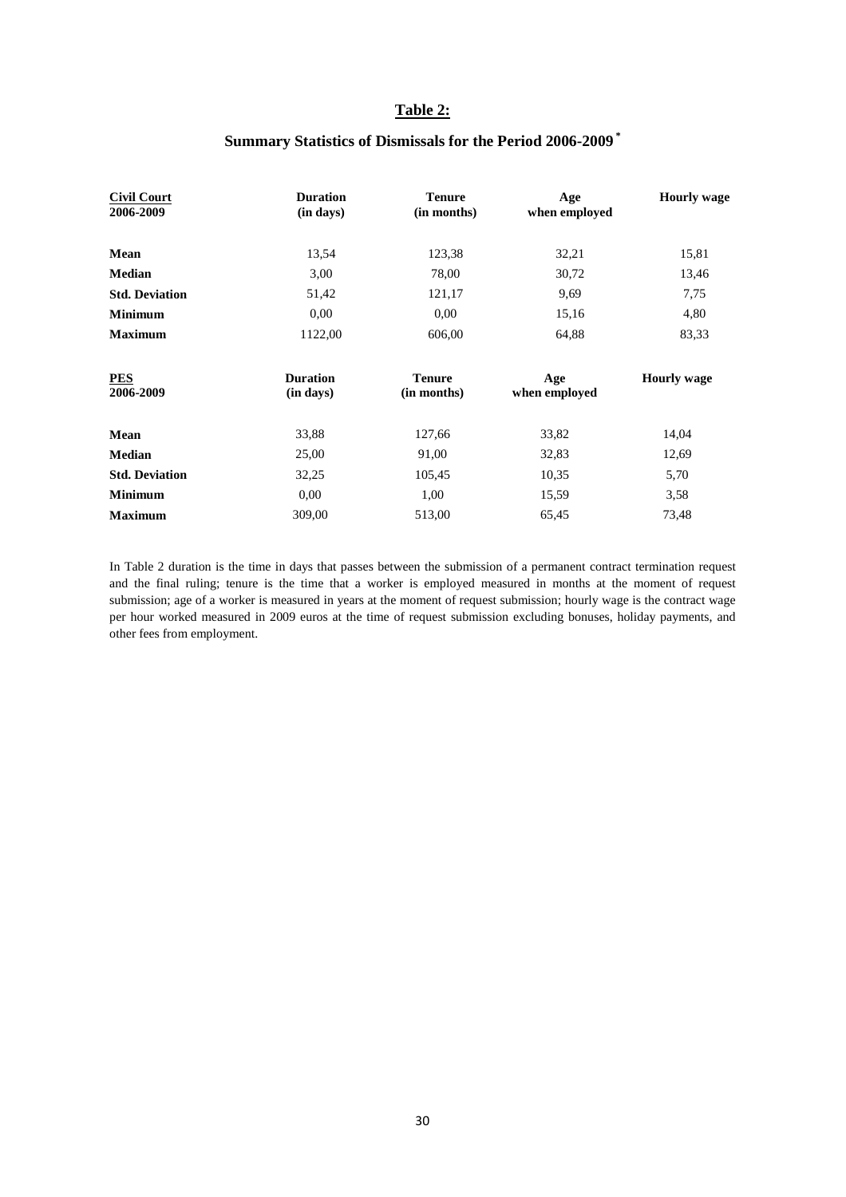## Table 2:

### Summary Statistics of Dismissals for the Period 2006-2009 *

| Civil Court 2006-2009 | Duration (in days) | Tenure (in months) | Age when employed | Hourly wage |
|---|---|---|---|---|
| **Mean** | 13,54 | 123,38 | 32,21 | 15,81 |
| **Median** | 3,00 | 78,00 | 30,72 | 13,46 |
| **Std. Deviation** | 51,42 | 121,17 | 9,69 | 7,75 |
| **Minimum** | 0,00 | 0,00 | 15,16 | 4,80 |
| **Maximum** | 1122,00 | 606,00 | 64,88 | 83,33 |

| PES 2006-2009 | Duration (in days) | Tenure (in months) | Age when employed | Hourly wage |
|---|---|---|---|---|
| **Mean** | 33,88 | 127,66 | 33,82 | 14,04 |
| **Median** | 25,00 | 91,00 | 32,83 | 12,69 |
| **Std. Deviation** | 32,25 | 105,45 | 10,35 | 5,70 |
| **Minimum** | 0,00 | 1,00 | 15,59 | 3,58 |
| **Maximum** | 309,00 | 513,00 | 65,45 | 73,48 |

In Table 2 duration is the time in days that passes between the submission of a permanent contract termination request and the final ruling; tenure is the time that a worker is employed measured in months at the moment of request submission; age of a worker is measured in years at the moment of request submission; hourly wage is the contract wage per hour worked measured in 2009 euros at the time of request submission excluding bonuses, holiday payments, and other fees from employment.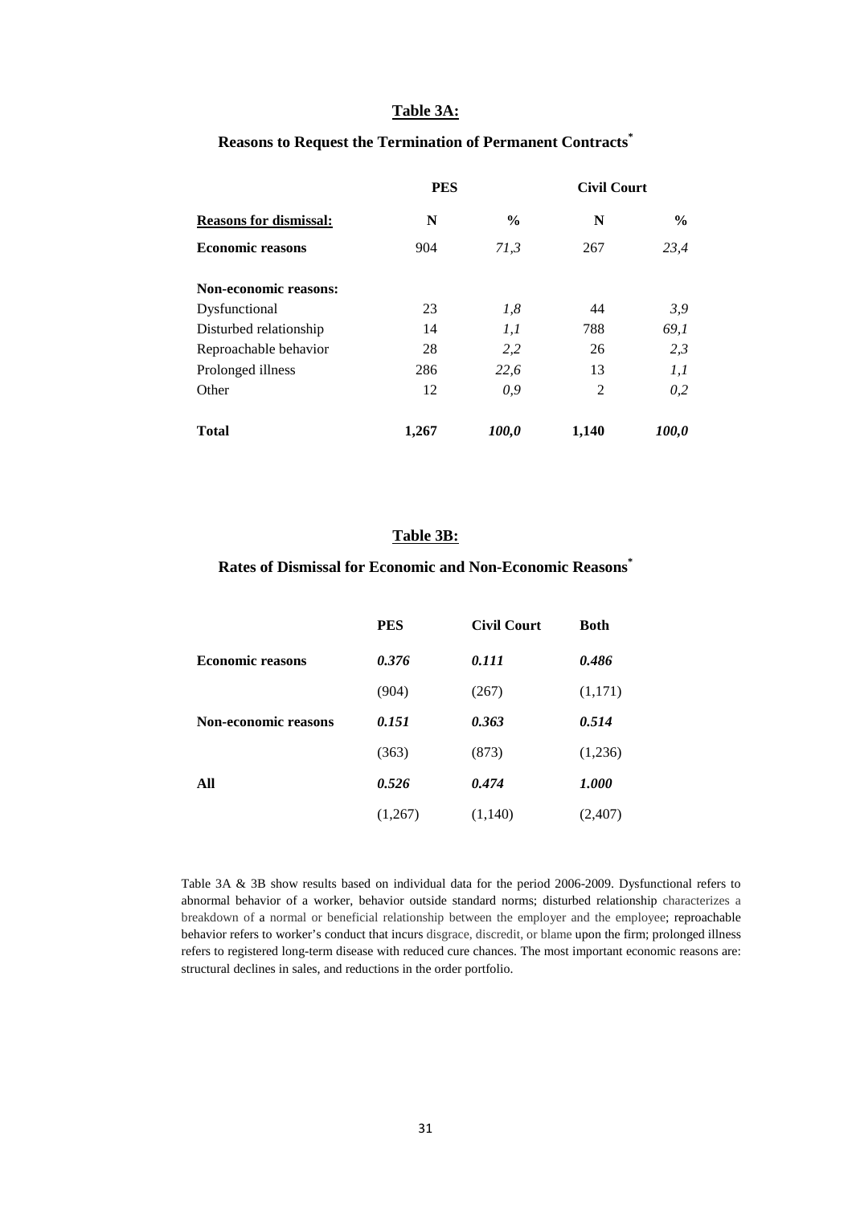## Table 3A:

### Reasons to Request the Termination of Permanent Contracts*

| | PES | | Civil Court | |
|---|---|---|---|---|
| **Reasons for dismissal:** | **N** | **%** | **N** | **%** |
| **Economic reasons** | 904 | *71,3* | 267 | *23,4* |
| **Non-economic reasons:** | | | | |
| Dysfunctional | 23 | *1,8* | 44 | *3,9* |
| Disturbed relationship | 14 | *1,1* | 788 | *69,1* |
| Reproachable behavior | 28 | *2,2* | 26 | *2,3* |
| Prolonged illness | 286 | *22,6* | 13 | *1,1* |
| Other | 12 | *0,9* | 2 | *0,2* |
| **Total** | **1,267** | ***100,0*** | **1,140** | ***100,0*** |

## Table 3B:

### Rates of Dismissal for Economic and Non-Economic Reasons*

| | PES | Civil Court | Both |
|---|---|---|---|
| **Economic reasons** | ***0.376*** | ***0.111*** | ***0.486*** |
| | (904) | (267) | (1,171) |
| **Non-economic reasons** | ***0.151*** | ***0.363*** | ***0.514*** |
| | (363) | (873) | (1,236) |
| **All** | ***0.526*** | ***0.474*** | ***1.000*** |
| | (1,267) | (1,140) | (2,407) |

Table 3A & 3B show results based on individual data for the period 2006-2009. Dysfunctional refers to abnormal behavior of a worker, behavior outside standard norms; disturbed relationship characterizes a breakdown of a normal or beneficial relationship between the employer and the employee; reproachable behavior refers to worker's conduct that incurs disgrace, discredit, or blame upon the firm; prolonged illness refers to registered long-term disease with reduced cure chances. The most important economic reasons are: structural declines in sales, and reductions in the order portfolio.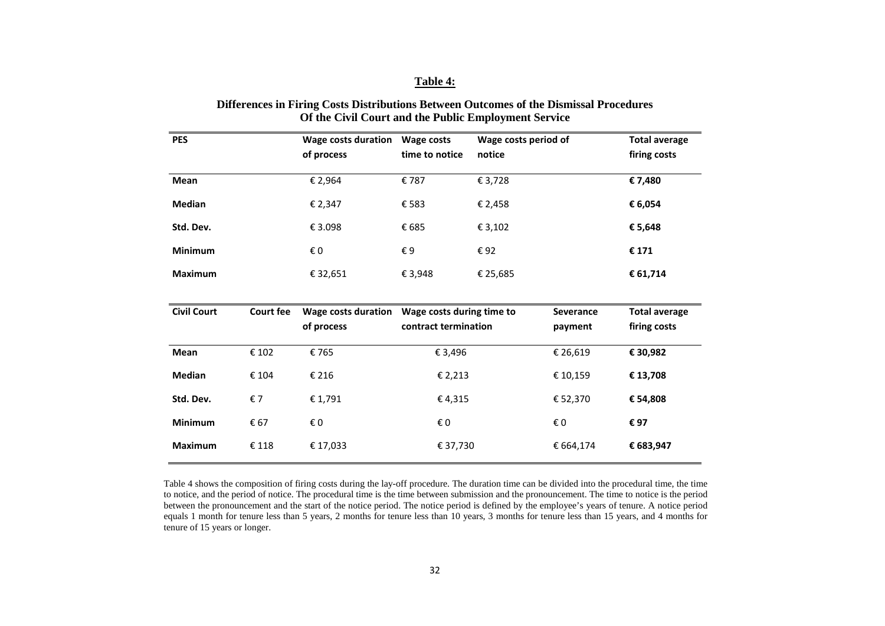**Table 4:**

**Differences in Firing Costs Distributions Between Outcomes of the Dismissal Procedures Of the Civil Court and the Public Employment Service**

| PES | Wage costs duration of process | Wage costs time to notice | Wage costs period of notice | Total average firing costs |
|---|---|---|---|---|
| **Mean** | € 2,964 | € 787 | € 3,728 | **€ 7,480** |
| **Median** | € 2,347 | € 583 | € 2,458 | **€ 6,054** |
| **Std. Dev.** | € 3.098 | € 685 | € 3,102 | **€ 5,648** |
| **Minimum** | € 0 | € 9 | € 92 | **€ 171** |
| **Maximum** | € 32,651 | € 3,948 | € 25,685 | **€ 61,714** |

| Civil Court | Court fee | Wage costs duration of process | Wage costs during time to contract termination | Severance payment | Total average firing costs |
|---|---|---|---|---|---|
| **Mean** | € 102 | € 765 | € 3,496 | € 26,619 | **€ 30,982** |
| **Median** | € 104 | € 216 | € 2,213 | € 10,159 | **€ 13,708** |
| **Std. Dev.** | € 7 | € 1,791 | € 4,315 | € 52,370 | **€ 54,808** |
| **Minimum** | € 67 | € 0 | € 0 | € 0 | **€ 97** |
| **Maximum** | € 118 | € 17,033 | € 37,730 | € 664,174 | **€ 683,947** |

Table 4 shows the composition of firing costs during the lay-off procedure. The duration time can be divided into the procedural time, the time to notice, and the period of notice. The procedural time is the time between submission and the pronouncement. The time to notice is the period between the pronouncement and the start of the notice period. The notice period is defined by the employee's years of tenure. A notice period equals 1 month for tenure less than 5 years, 2 months for tenure less than 10 years, 3 months for tenure less than 15 years, and 4 months for tenure of 15 years or longer.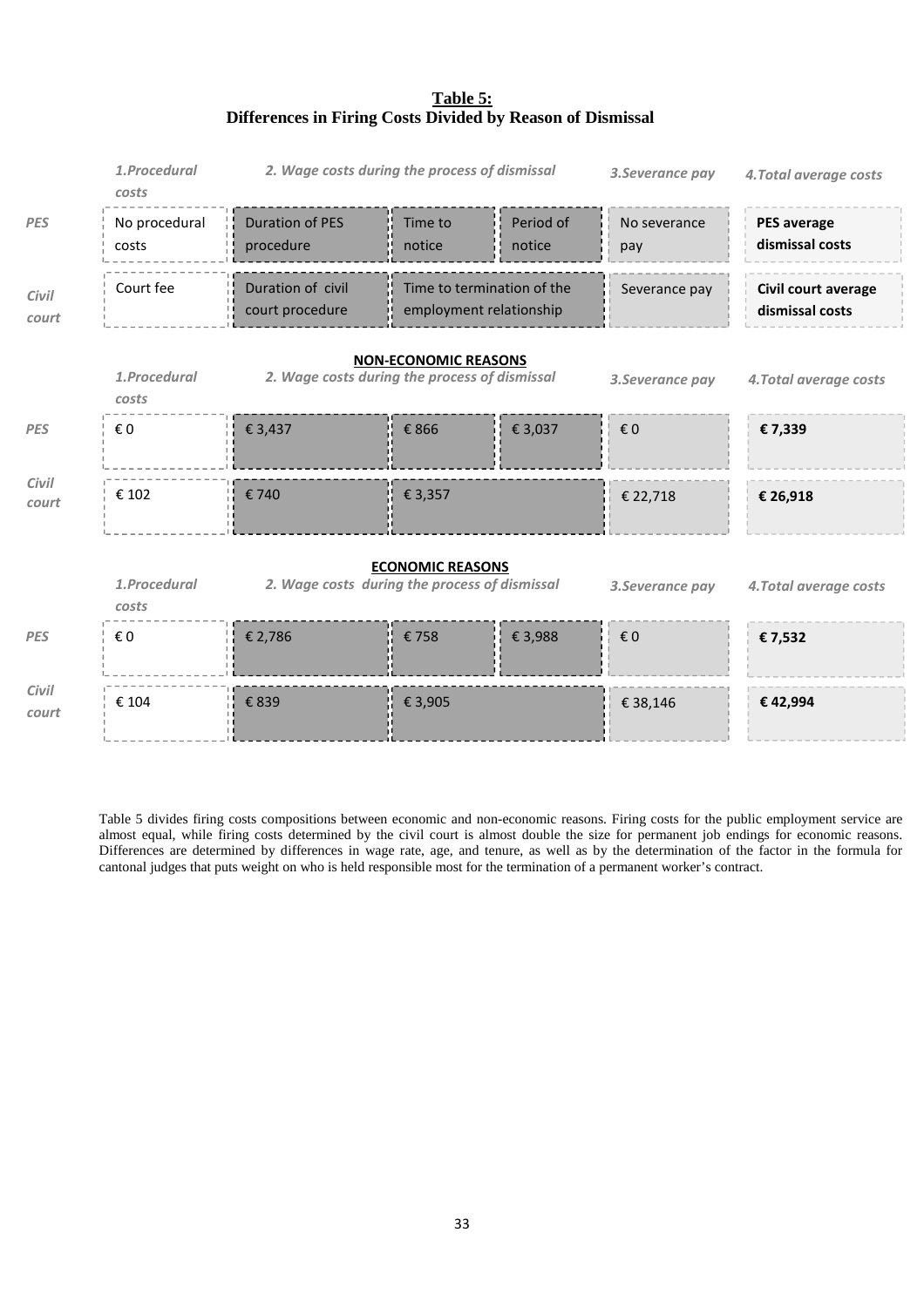**Table 5:**
**Differences in Firing Costs Divided by Reason of Dismissal**

| | *1.Procedural costs* | *2. Wage costs during the process of dismissal* | | | *3.Severance pay* | *4.Total average costs* |
|---|---|---|---|---|---|---|
| *PES* | No procedural costs | Duration of PES procedure | Time to notice | Period of notice | No severance pay | **PES average dismissal costs** |
| *Civil court* | Court fee | Duration of civil court procedure | Time to termination of the employment relationship | | Severance pay | **Civil court average dismissal costs** |
| | | **NON-ECONOMIC REASONS** | | | | |
| | *1.Procedural costs* | *2. Wage costs during the process of dismissal* | | | *3.Severance pay* | *4.Total average costs* |
| *PES* | € 0 | € 3,437 | € 866 | € 3,037 | € 0 | **€ 7,339** |
| *Civil court* | € 102 | € 740 | € 3,357 | | € 22,718 | **€ 26,918** |
| | | **ECONOMIC REASONS** | | | | |
| | *1.Procedural costs* | *2. Wage costs during the process of dismissal* | | | *3.Severance pay* | *4.Total average costs* |
| *PES* | € 0 | € 2,786 | € 758 | € 3,988 | € 0 | **€ 7,532** |
| *Civil court* | € 104 | € 839 | € 3,905 | | € 38,146 | **€ 42,994** |

Table 5 divides firing costs compositions between economic and non-economic reasons. Firing costs for the public employment service are almost equal, while firing costs determined by the civil court is almost double the size for permanent job endings for economic reasons. Differences are determined by differences in wage rate, age, and tenure, as well as by the determination of the factor in the formula for cantonal judges that puts weight on who is held responsible most for the termination of a permanent worker's contract.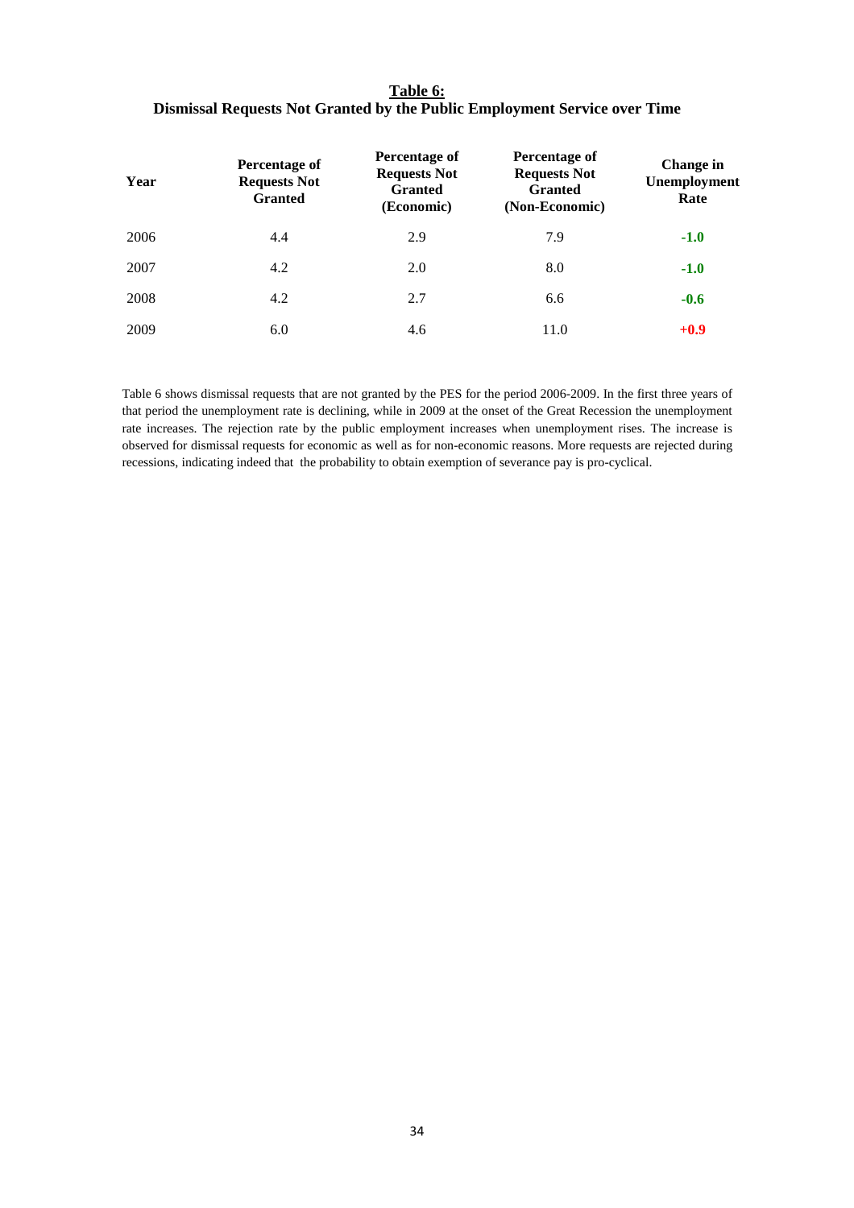**Table 6:**
**Dismissal Requests Not Granted by the Public Employment Service over Time**

| Year | Percentage of Requests Not Granted | Percentage of Requests Not Granted (Economic) | Percentage of Requests Not Granted (Non-Economic) | Change in Unemployment Rate |
|---|---|---|---|---|
| 2006 | 4.4 | 2.9 | 7.9 | **-1.0** |
| 2007 | 4.2 | 2.0 | 8.0 | **-1.0** |
| 2008 | 4.2 | 2.7 | 6.6 | **-0.6** |
| 2009 | 6.0 | 4.6 | 11.0 | **+0.9** |

Table 6 shows dismissal requests that are not granted by the PES for the period 2006-2009. In the first three years of that period the unemployment rate is declining, while in 2009 at the onset of the Great Recession the unemployment rate increases. The rejection rate by the public employment increases when unemployment rises. The increase is observed for dismissal requests for economic as well as for non-economic reasons. More requests are rejected during recessions, indicating indeed that the probability to obtain exemption of severance pay is pro-cyclical.